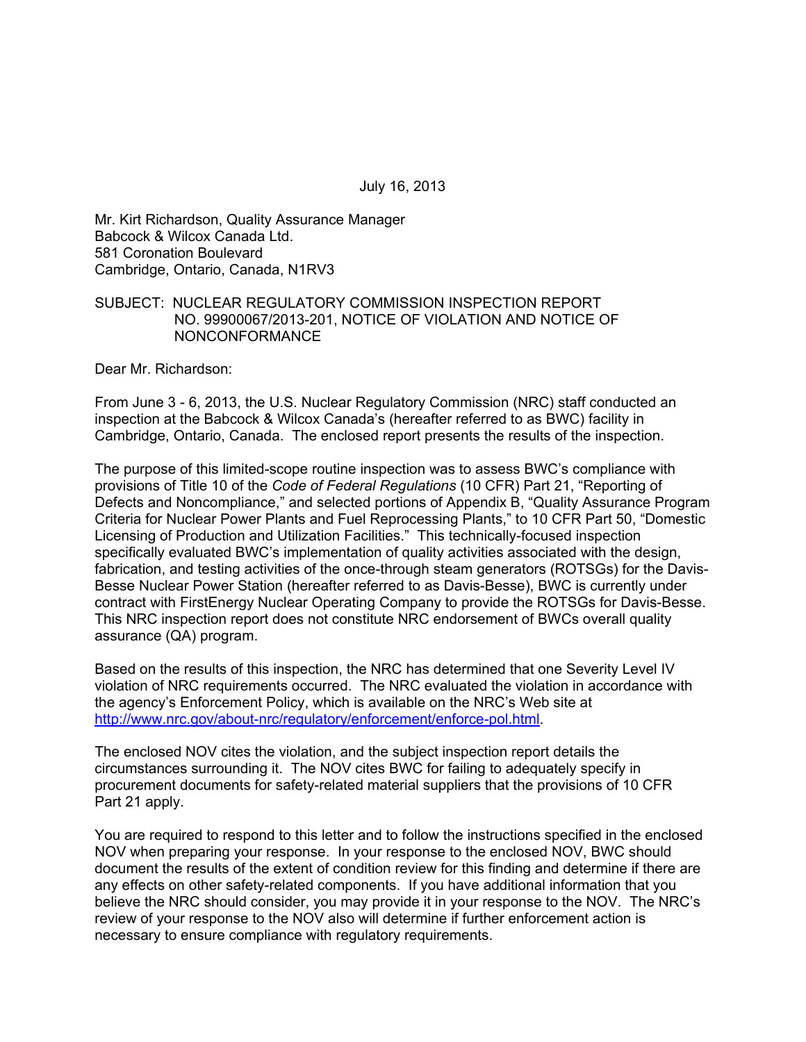July 16, 2013

Mr. Kirt Richardson, Quality Assurance Manager
Babcock & Wilcox Canada Ltd.
581 Coronation Boulevard
Cambridge, Ontario, Canada, N1RV3

SUBJECT: NUCLEAR REGULATORY COMMISSION INSPECTION REPORT NO. 99900067/2013-201, NOTICE OF VIOLATION AND NOTICE OF NONCONFORMANCE

Dear Mr. Richardson:

From June 3 - 6, 2013, the U.S. Nuclear Regulatory Commission (NRC) staff conducted an inspection at the Babcock & Wilcox Canada's (hereafter referred to as BWC) facility in Cambridge, Ontario, Canada. The enclosed report presents the results of the inspection.

The purpose of this limited-scope routine inspection was to assess BWC's compliance with provisions of Title 10 of the *Code of Federal Regulations* (10 CFR) Part 21, "Reporting of Defects and Noncompliance," and selected portions of Appendix B, "Quality Assurance Program Criteria for Nuclear Power Plants and Fuel Reprocessing Plants," to 10 CFR Part 50, "Domestic Licensing of Production and Utilization Facilities." This technically-focused inspection specifically evaluated BWC's implementation of quality activities associated with the design, fabrication, and testing activities of the once-through steam generators (ROTSGs) for the Davis-Besse Nuclear Power Station (hereafter referred to as Davis-Besse), BWC is currently under contract with FirstEnergy Nuclear Operating Company to provide the ROTSGs for Davis-Besse. This NRC inspection report does not constitute NRC endorsement of BWCs overall quality assurance (QA) program.

Based on the results of this inspection, the NRC has determined that one Severity Level IV violation of NRC requirements occurred. The NRC evaluated the violation in accordance with the agency's Enforcement Policy, which is available on the NRC's Web site at http://www.nrc.gov/about-nrc/regulatory/enforcement/enforce-pol.html.

The enclosed NOV cites the violation, and the subject inspection report details the circumstances surrounding it. The NOV cites BWC for failing to adequately specify in procurement documents for safety-related material suppliers that the provisions of 10 CFR Part 21 apply.

You are required to respond to this letter and to follow the instructions specified in the enclosed NOV when preparing your response. In your response to the enclosed NOV, BWC should document the results of the extent of condition review for this finding and determine if there are any effects on other safety-related components. If you have additional information that you believe the NRC should consider, you may provide it in your response to the NOV. The NRC's review of your response to the NOV also will determine if further enforcement action is necessary to ensure compliance with regulatory requirements.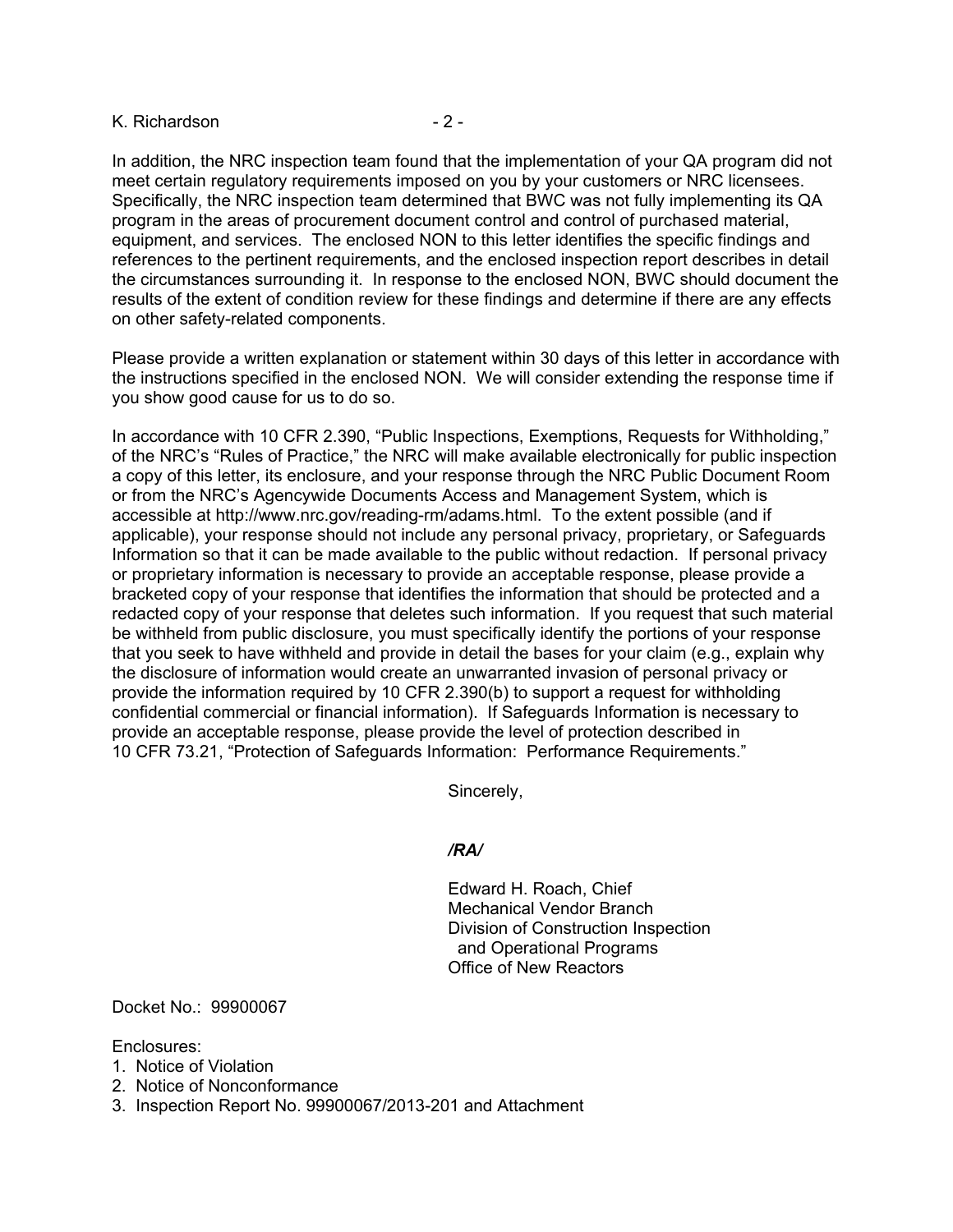In addition, the NRC inspection team found that the implementation of your QA program did not meet certain regulatory requirements imposed on you by your customers or NRC licensees. Specifically, the NRC inspection team determined that BWC was not fully implementing its QA program in the areas of procurement document control and control of purchased material, equipment, and services. The enclosed NON to this letter identifies the specific findings and references to the pertinent requirements, and the enclosed inspection report describes in detail the circumstances surrounding it. In response to the enclosed NON, BWC should document the results of the extent of condition review for these findings and determine if there are any effects on other safety-related components.

Please provide a written explanation or statement within 30 days of this letter in accordance with the instructions specified in the enclosed NON. We will consider extending the response time if you show good cause for us to do so.

In accordance with 10 CFR 2.390, "Public Inspections, Exemptions, Requests for Withholding," of the NRC's "Rules of Practice," the NRC will make available electronically for public inspection a copy of this letter, its enclosure, and your response through the NRC Public Document Room or from the NRC's Agencywide Documents Access and Management System, which is accessible at http://www.nrc.gov/reading-rm/adams.html. To the extent possible (and if applicable), your response should not include any personal privacy, proprietary, or Safeguards Information so that it can be made available to the public without redaction. If personal privacy or proprietary information is necessary to provide an acceptable response, please provide a bracketed copy of your response that identifies the information that should be protected and a redacted copy of your response that deletes such information. If you request that such material be withheld from public disclosure, you must specifically identify the portions of your response that you seek to have withheld and provide in detail the bases for your claim (e.g., explain why the disclosure of information would create an unwarranted invasion of personal privacy or provide the information required by 10 CFR 2.390(b) to support a request for withholding confidential commercial or financial information). If Safeguards Information is necessary to provide an acceptable response, please provide the level of protection described in 10 CFR 73.21, "Protection of Safeguards Information: Performance Requirements."

Sincerely,

*/RA/*

Edward H. Roach, Chief
Mechanical Vendor Branch
Division of Construction Inspection
and Operational Programs
Office of New Reactors

Docket No.: 99900067

Enclosures:
1. Notice of Violation
2. Notice of Nonconformance
3. Inspection Report No. 99900067/2013-201 and Attachment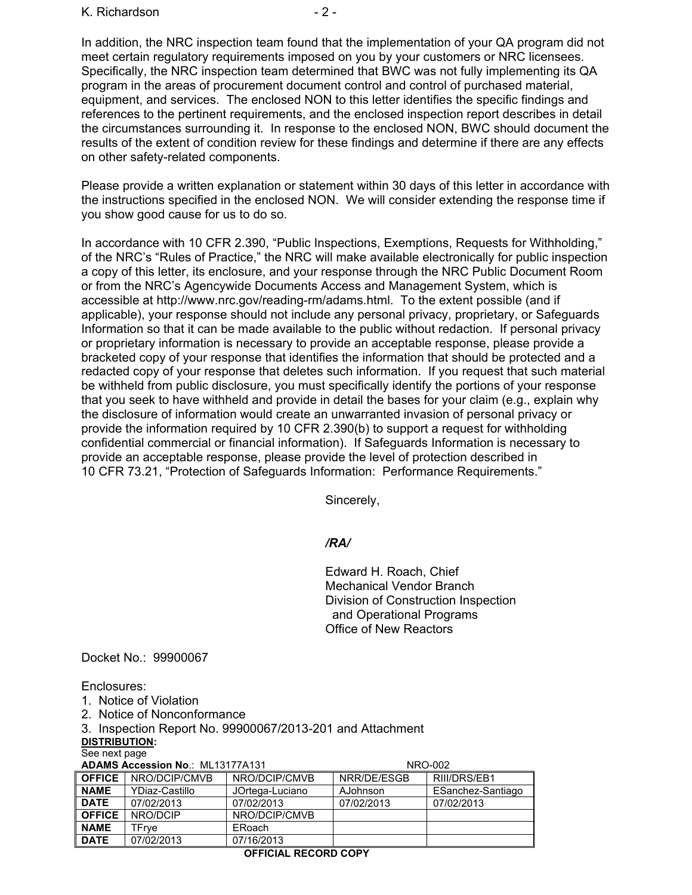In addition, the NRC inspection team found that the implementation of your QA program did not meet certain regulatory requirements imposed on you by your customers or NRC licensees. Specifically, the NRC inspection team determined that BWC was not fully implementing its QA program in the areas of procurement document control and control of purchased material, equipment, and services. The enclosed NON to this letter identifies the specific findings and references to the pertinent requirements, and the enclosed inspection report describes in detail the circumstances surrounding it. In response to the enclosed NON, BWC should document the results of the extent of condition review for these findings and determine if there are any effects on other safety-related components.

Please provide a written explanation or statement within 30 days of this letter in accordance with the instructions specified in the enclosed NON. We will consider extending the response time if you show good cause for us to do so.

In accordance with 10 CFR 2.390, "Public Inspections, Exemptions, Requests for Withholding," of the NRC's "Rules of Practice," the NRC will make available electronically for public inspection a copy of this letter, its enclosure, and your response through the NRC Public Document Room or from the NRC's Agencywide Documents Access and Management System, which is accessible at http://www.nrc.gov/reading-rm/adams.html. To the extent possible (and if applicable), your response should not include any personal privacy, proprietary, or Safeguards Information so that it can be made available to the public without redaction. If personal privacy or proprietary information is necessary to provide an acceptable response, please provide a bracketed copy of your response that identifies the information that should be protected and a redacted copy of your response that deletes such information. If you request that such material be withheld from public disclosure, you must specifically identify the portions of your response that you seek to have withheld and provide in detail the bases for your claim (e.g., explain why the disclosure of information would create an unwarranted invasion of personal privacy or provide the information required by 10 CFR 2.390(b) to support a request for withholding confidential commercial or financial information). If Safeguards Information is necessary to provide an acceptable response, please provide the level of protection described in 10 CFR 73.21, "Protection of Safeguards Information: Performance Requirements."

Sincerely,

*/RA/*

Edward H. Roach, Chief
Mechanical Vendor Branch
Division of Construction Inspection
and Operational Programs
Office of New Reactors

Docket No.: 99900067

Enclosures:
1. Notice of Violation
2. Notice of Nonconformance
3. Inspection Report No. 99900067/2013-201 and Attachment

**DISTRIBUTION:**
See next page

**ADAMS Accession No**.: ML13177A131 NRO-002

| **OFFICE** | NRO/DCIP/CMVB | NRO/DCIP/CMVB | NRR/DE/ESGB | RIII/DRS/EB1 |
|---|---|---|---|---|
| **NAME** | YDiaz-Castillo | JOrtega-Luciano | AJohnson | ESanchez-Santiago |
| **DATE** | 07/02/2013 | 07/02/2013 | 07/02/2013 | 07/02/2013 |
| **OFFICE** | NRO/DCIP | NRO/DCIP/CMVB | | |
| **NAME** | TFrye | ERoach | | |
| **DATE** | 07/02/2013 | 07/16/2013 | | |

**OFFICIAL RECORD COPY**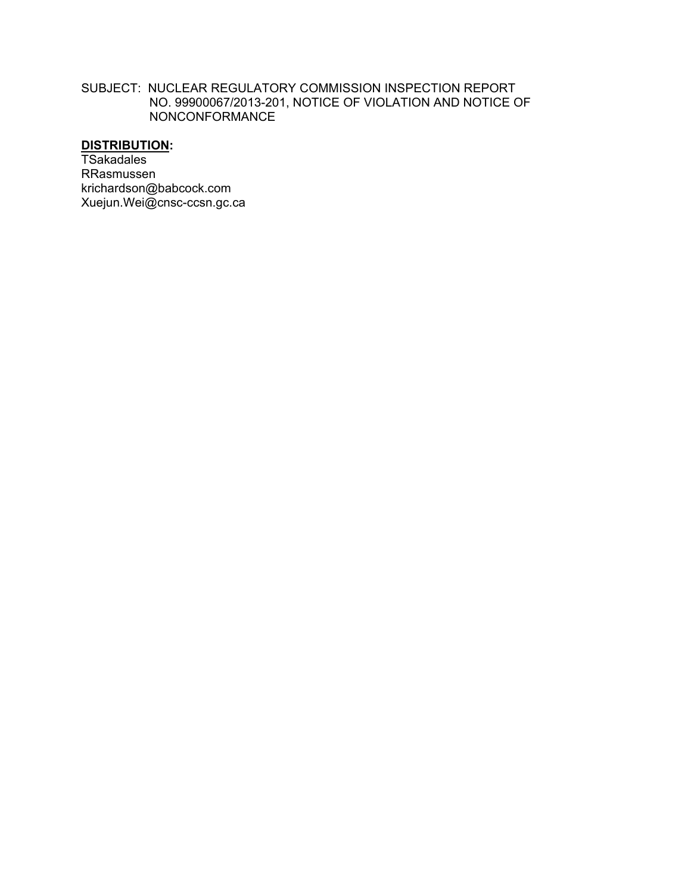SUBJECT: NUCLEAR REGULATORY COMMISSION INSPECTION REPORT NO. 99900067/2013-201, NOTICE OF VIOLATION AND NOTICE OF NONCONFORMANCE

**DISTRIBUTION:**

TSakadales
RRasmussen
krichardson@babcock.com
Xuejun.Wei@cnsc-ccsn.gc.ca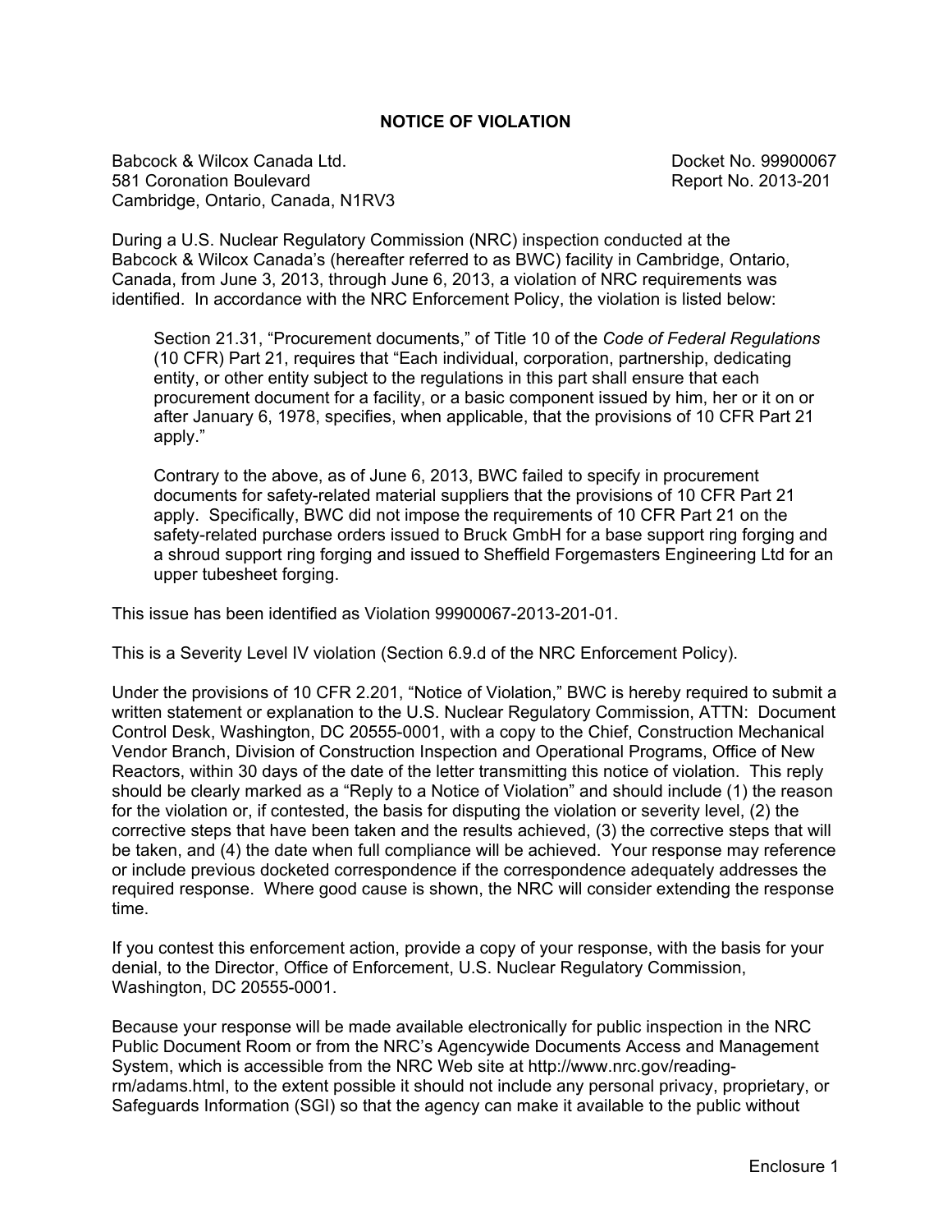# NOTICE OF VIOLATION

Babcock & Wilcox Canada Ltd.
581 Coronation Boulevard
Cambridge, Ontario, Canada, N1RV3

Docket No. 99900067
Report No. 2013-201

During a U.S. Nuclear Regulatory Commission (NRC) inspection conducted at the Babcock & Wilcox Canada's (hereafter referred to as BWC) facility in Cambridge, Ontario, Canada, from June 3, 2013, through June 6, 2013, a violation of NRC requirements was identified. In accordance with the NRC Enforcement Policy, the violation is listed below:

> Section 21.31, "Procurement documents," of Title 10 of the *Code of Federal Regulations* (10 CFR) Part 21, requires that "Each individual, corporation, partnership, dedicating entity, or other entity subject to the regulations in this part shall ensure that each procurement document for a facility, or a basic component issued by him, her or it on or after January 6, 1978, specifies, when applicable, that the provisions of 10 CFR Part 21 apply."
>
> Contrary to the above, as of June 6, 2013, BWC failed to specify in procurement documents for safety-related material suppliers that the provisions of 10 CFR Part 21 apply. Specifically, BWC did not impose the requirements of 10 CFR Part 21 on the safety-related purchase orders issued to Bruck GmbH for a base support ring forging and a shroud support ring forging and issued to Sheffield Forgemasters Engineering Ltd for an upper tubesheet forging.

This issue has been identified as Violation 99900067-2013-201-01.

This is a Severity Level IV violation (Section 6.9.d of the NRC Enforcement Policy).

Under the provisions of 10 CFR 2.201, "Notice of Violation," BWC is hereby required to submit a written statement or explanation to the U.S. Nuclear Regulatory Commission, ATTN: Document Control Desk, Washington, DC 20555-0001, with a copy to the Chief, Construction Mechanical Vendor Branch, Division of Construction Inspection and Operational Programs, Office of New Reactors, within 30 days of the date of the letter transmitting this notice of violation. This reply should be clearly marked as a "Reply to a Notice of Violation" and should include (1) the reason for the violation or, if contested, the basis for disputing the violation or severity level, (2) the corrective steps that have been taken and the results achieved, (3) the corrective steps that will be taken, and (4) the date when full compliance will be achieved. Your response may reference or include previous docketed correspondence if the correspondence adequately addresses the required response. Where good cause is shown, the NRC will consider extending the response time.

If you contest this enforcement action, provide a copy of your response, with the basis for your denial, to the Director, Office of Enforcement, U.S. Nuclear Regulatory Commission, Washington, DC 20555-0001.

Because your response will be made available electronically for public inspection in the NRC Public Document Room or from the NRC's Agencywide Documents Access and Management System, which is accessible from the NRC Web site at http://www.nrc.gov/reading-rm/adams.html, to the extent possible it should not include any personal privacy, proprietary, or Safeguards Information (SGI) so that the agency can make it available to the public without

Enclosure 1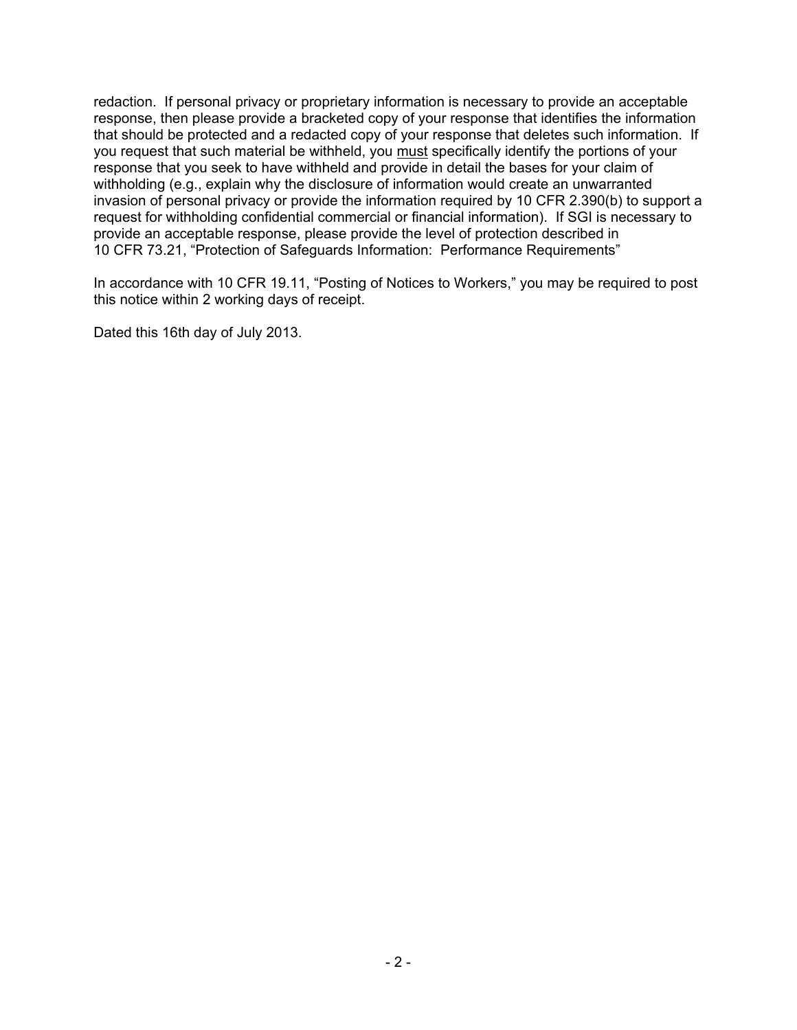redaction. If personal privacy or proprietary information is necessary to provide an acceptable response, then please provide a bracketed copy of your response that identifies the information that should be protected and a redacted copy of your response that deletes such information. If you request that such material be withheld, you must specifically identify the portions of your response that you seek to have withheld and provide in detail the bases for your claim of withholding (e.g., explain why the disclosure of information would create an unwarranted invasion of personal privacy or provide the information required by 10 CFR 2.390(b) to support a request for withholding confidential commercial or financial information). If SGI is necessary to provide an acceptable response, please provide the level of protection described in 10 CFR 73.21, "Protection of Safeguards Information: Performance Requirements"

In accordance with 10 CFR 19.11, "Posting of Notices to Workers," you may be required to post this notice within 2 working days of receipt.

Dated this 16th day of July 2013.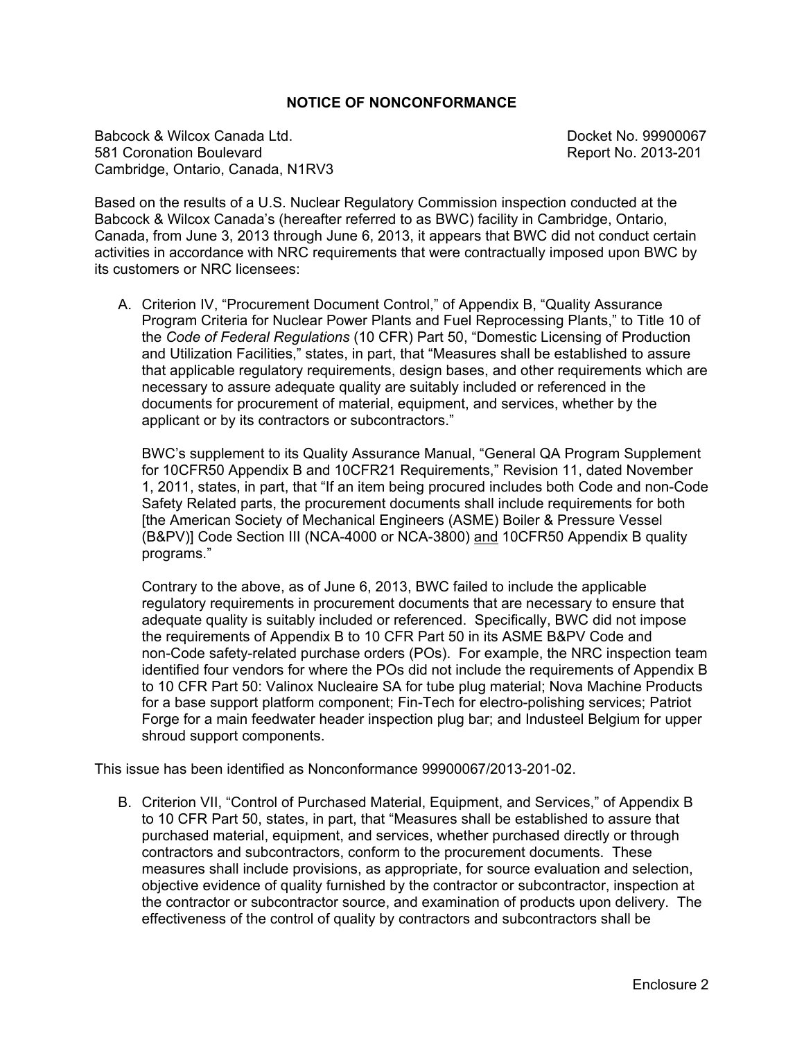## NOTICE OF NONCONFORMANCE

Babcock & Wilcox Canada Ltd.
581 Coronation Boulevard
Cambridge, Ontario, Canada, N1RV3

Docket No. 99900067
Report No. 2013-201

Based on the results of a U.S. Nuclear Regulatory Commission inspection conducted at the Babcock & Wilcox Canada's (hereafter referred to as BWC) facility in Cambridge, Ontario, Canada, from June 3, 2013 through June 6, 2013, it appears that BWC did not conduct certain activities in accordance with NRC requirements that were contractually imposed upon BWC by its customers or NRC licensees:

A. Criterion IV, "Procurement Document Control," of Appendix B, "Quality Assurance Program Criteria for Nuclear Power Plants and Fuel Reprocessing Plants," to Title 10 of the *Code of Federal Regulations* (10 CFR) Part 50, "Domestic Licensing of Production and Utilization Facilities," states, in part, that "Measures shall be established to assure that applicable regulatory requirements, design bases, and other requirements which are necessary to assure adequate quality are suitably included or referenced in the documents for procurement of material, equipment, and services, whether by the applicant or by its contractors or subcontractors."

   BWC's supplement to its Quality Assurance Manual, "General QA Program Supplement for 10CFR50 Appendix B and 10CFR21 Requirements," Revision 11, dated November 1, 2011, states, in part, that "If an item being procured includes both Code and non-Code Safety Related parts, the procurement documents shall include requirements for both [the American Society of Mechanical Engineers (ASME) Boiler & Pressure Vessel (B&PV)] Code Section III (NCA-4000 or NCA-3800) and 10CFR50 Appendix B quality programs."

   Contrary to the above, as of June 6, 2013, BWC failed to include the applicable regulatory requirements in procurement documents that are necessary to ensure that adequate quality is suitably included or referenced. Specifically, BWC did not impose the requirements of Appendix B to 10 CFR Part 50 in its ASME B&PV Code and non-Code safety-related purchase orders (POs). For example, the NRC inspection team identified four vendors for where the POs did not include the requirements of Appendix B to 10 CFR Part 50: Valinox Nucleaire SA for tube plug material; Nova Machine Products for a base support platform component; Fin-Tech for electro-polishing services; Patriot Forge for a main feedwater header inspection plug bar; and Industeel Belgium for upper shroud support components.

This issue has been identified as Nonconformance 99900067/2013-201-02.

B. Criterion VII, "Control of Purchased Material, Equipment, and Services," of Appendix B to 10 CFR Part 50, states, in part, that "Measures shall be established to assure that purchased material, equipment, and services, whether purchased directly or through contractors and subcontractors, conform to the procurement documents. These measures shall include provisions, as appropriate, for source evaluation and selection, objective evidence of quality furnished by the contractor or subcontractor, inspection at the contractor or subcontractor source, and examination of products upon delivery. The effectiveness of the control of quality by contractors and subcontractors shall be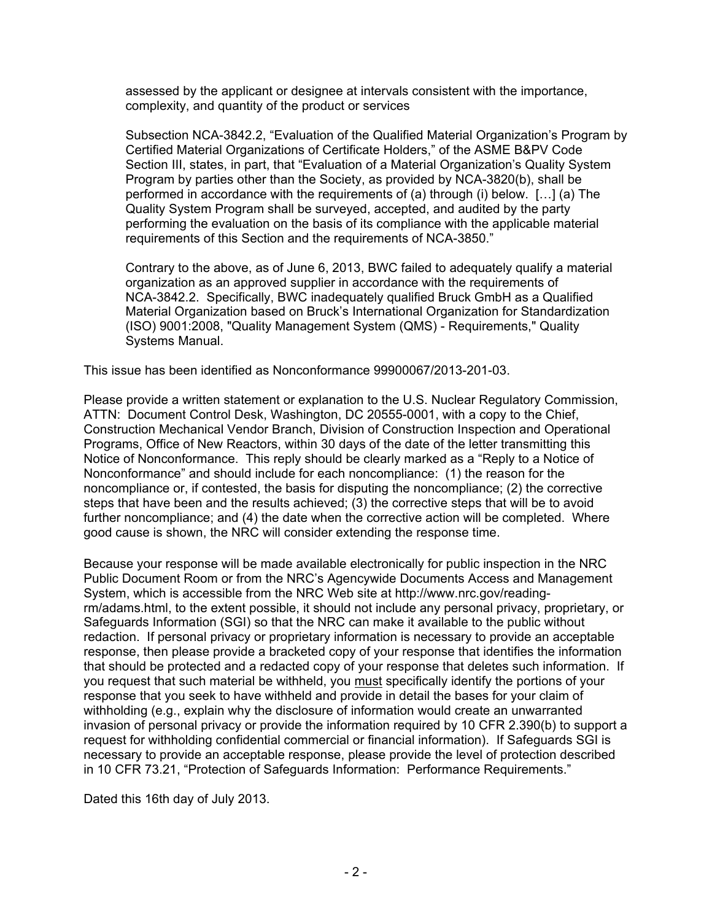assessed by the applicant or designee at intervals consistent with the importance, complexity, and quantity of the product or services

Subsection NCA-3842.2, "Evaluation of the Qualified Material Organization's Program by Certified Material Organizations of Certificate Holders," of the ASME B&PV Code Section III, states, in part, that "Evaluation of a Material Organization's Quality System Program by parties other than the Society, as provided by NCA-3820(b), shall be performed in accordance with the requirements of (a) through (i) below. […] (a) The Quality System Program shall be surveyed, accepted, and audited by the party performing the evaluation on the basis of its compliance with the applicable material requirements of this Section and the requirements of NCA-3850."

Contrary to the above, as of June 6, 2013, BWC failed to adequately qualify a material organization as an approved supplier in accordance with the requirements of NCA-3842.2. Specifically, BWC inadequately qualified Bruck GmbH as a Qualified Material Organization based on Bruck's International Organization for Standardization (ISO) 9001:2008, "Quality Management System (QMS) - Requirements," Quality Systems Manual.

This issue has been identified as Nonconformance 99900067/2013-201-03.

Please provide a written statement or explanation to the U.S. Nuclear Regulatory Commission, ATTN: Document Control Desk, Washington, DC 20555-0001, with a copy to the Chief, Construction Mechanical Vendor Branch, Division of Construction Inspection and Operational Programs, Office of New Reactors, within 30 days of the date of the letter transmitting this Notice of Nonconformance. This reply should be clearly marked as a "Reply to a Notice of Nonconformance" and should include for each noncompliance: (1) the reason for the noncompliance or, if contested, the basis for disputing the noncompliance; (2) the corrective steps that have been and the results achieved; (3) the corrective steps that will be to avoid further noncompliance; and (4) the date when the corrective action will be completed. Where good cause is shown, the NRC will consider extending the response time.

Because your response will be made available electronically for public inspection in the NRC Public Document Room or from the NRC's Agencywide Documents Access and Management System, which is accessible from the NRC Web site at http://www.nrc.gov/reading-rm/adams.html, to the extent possible, it should not include any personal privacy, proprietary, or Safeguards Information (SGI) so that the NRC can make it available to the public without redaction. If personal privacy or proprietary information is necessary to provide an acceptable response, then please provide a bracketed copy of your response that identifies the information that should be protected and a redacted copy of your response that deletes such information. If you request that such material be withheld, you <u>must</u> specifically identify the portions of your response that you seek to have withheld and provide in detail the bases for your claim of withholding (e.g., explain why the disclosure of information would create an unwarranted invasion of personal privacy or provide the information required by 10 CFR 2.390(b) to support a request for withholding confidential commercial or financial information). If Safeguards SGI is necessary to provide an acceptable response, please provide the level of protection described in 10 CFR 73.21, "Protection of Safeguards Information: Performance Requirements."

Dated this 16th day of July 2013.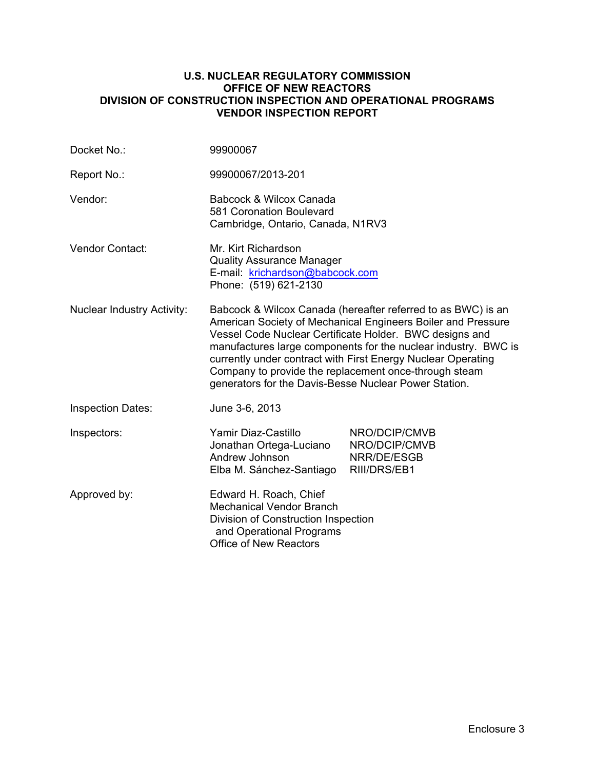**U.S. NUCLEAR REGULATORY COMMISSION**
**OFFICE OF NEW REACTORS**
**DIVISION OF CONSTRUCTION INSPECTION AND OPERATIONAL PROGRAMS**
**VENDOR INSPECTION REPORT**

| | | |
|---|---|---|
| Docket No.: | 99900067 | |
| Report No.: | 99900067/2013-201 | |
| Vendor: | Babcock & Wilcox Canada<br>581 Coronation Boulevard<br>Cambridge, Ontario, Canada, N1RV3 | |
| Vendor Contact: | Mr. Kirt Richardson<br>Quality Assurance Manager<br>E-mail: krichardson@babcock.com<br>Phone: (519) 621-2130 | |
| Nuclear Industry Activity: | Babcock & Wilcox Canada (hereafter referred to as BWC) is an American Society of Mechanical Engineers Boiler and Pressure Vessel Code Nuclear Certificate Holder. BWC designs and manufactures large components for the nuclear industry. BWC is currently under contract with First Energy Nuclear Operating Company to provide the replacement once-through steam generators for the Davis-Besse Nuclear Power Station. | |
| Inspection Dates: | June 3-6, 2013 | |
| Inspectors: | Yamir Diaz-Castillo | NRO/DCIP/CMVB |
| | Jonathan Ortega-Luciano | NRO/DCIP/CMVB |
| | Andrew Johnson | NRR/DE/ESGB |
| | Elba M. Sánchez-Santiago | RIII/DRS/EB1 |
| Approved by: | Edward H. Roach, Chief<br>Mechanical Vendor Branch<br>Division of Construction Inspection and Operational Programs<br>Office of New Reactors | |

Enclosure 3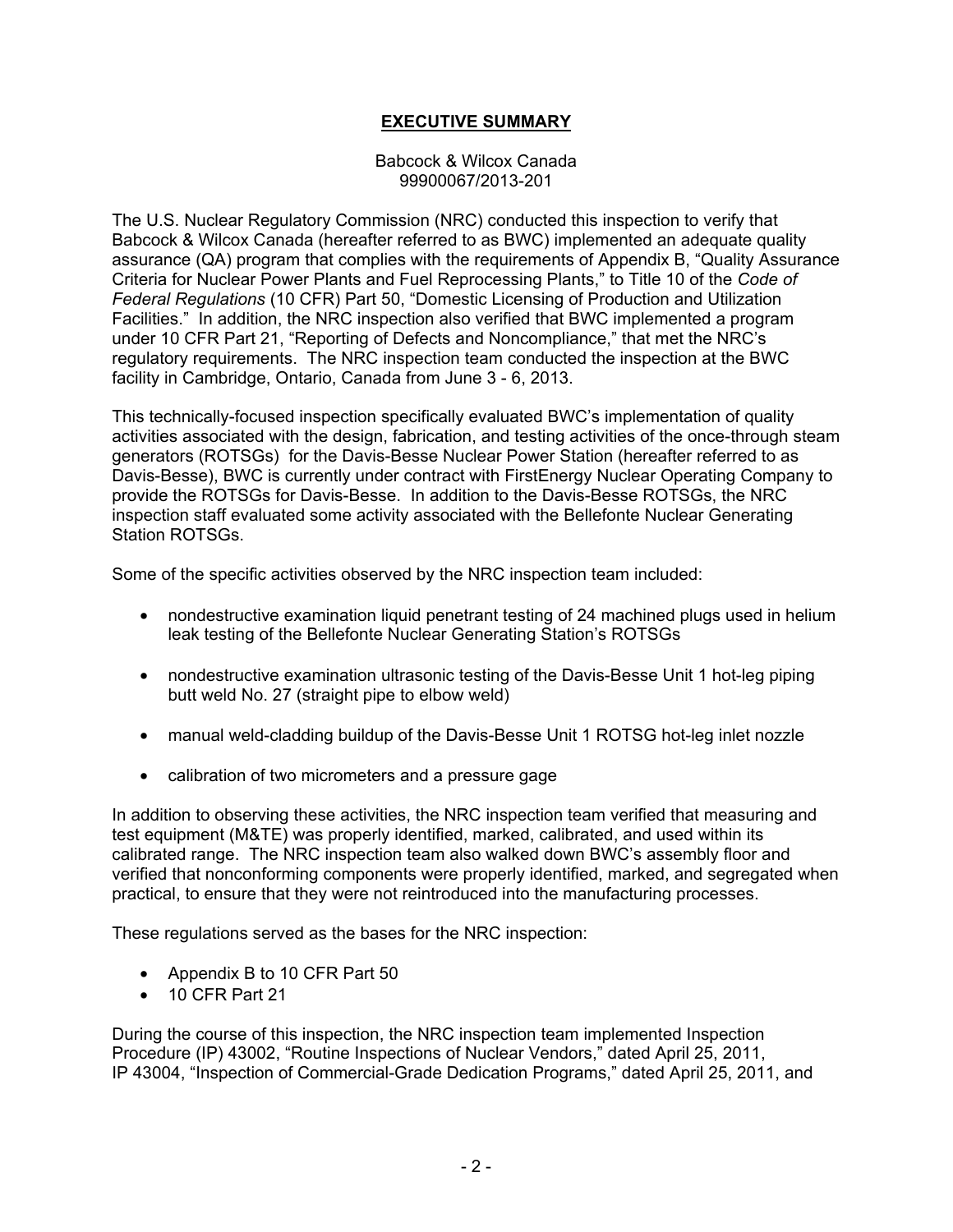# **EXECUTIVE SUMMARY**

Babcock & Wilcox Canada
99900067/2013-201

The U.S. Nuclear Regulatory Commission (NRC) conducted this inspection to verify that Babcock & Wilcox Canada (hereafter referred to as BWC) implemented an adequate quality assurance (QA) program that complies with the requirements of Appendix B, "Quality Assurance Criteria for Nuclear Power Plants and Fuel Reprocessing Plants," to Title 10 of the *Code of Federal Regulations* (10 CFR) Part 50, "Domestic Licensing of Production and Utilization Facilities." In addition, the NRC inspection also verified that BWC implemented a program under 10 CFR Part 21, "Reporting of Defects and Noncompliance," that met the NRC's regulatory requirements. The NRC inspection team conducted the inspection at the BWC facility in Cambridge, Ontario, Canada from June 3 - 6, 2013.

This technically-focused inspection specifically evaluated BWC's implementation of quality activities associated with the design, fabrication, and testing activities of the once-through steam generators (ROTSGs) for the Davis-Besse Nuclear Power Station (hereafter referred to as Davis-Besse), BWC is currently under contract with FirstEnergy Nuclear Operating Company to provide the ROTSGs for Davis-Besse. In addition to the Davis-Besse ROTSGs, the NRC inspection staff evaluated some activity associated with the Bellefonte Nuclear Generating Station ROTSGs.

Some of the specific activities observed by the NRC inspection team included:

- nondestructive examination liquid penetrant testing of 24 machined plugs used in helium leak testing of the Bellefonte Nuclear Generating Station's ROTSGs
- nondestructive examination ultrasonic testing of the Davis-Besse Unit 1 hot-leg piping butt weld No. 27 (straight pipe to elbow weld)
- manual weld-cladding buildup of the Davis-Besse Unit 1 ROTSG hot-leg inlet nozzle
- calibration of two micrometers and a pressure gage

In addition to observing these activities, the NRC inspection team verified that measuring and test equipment (M&TE) was properly identified, marked, calibrated, and used within its calibrated range. The NRC inspection team also walked down BWC's assembly floor and verified that nonconforming components were properly identified, marked, and segregated when practical, to ensure that they were not reintroduced into the manufacturing processes.

These regulations served as the bases for the NRC inspection:

- Appendix B to 10 CFR Part 50
- 10 CFR Part 21

During the course of this inspection, the NRC inspection team implemented Inspection Procedure (IP) 43002, "Routine Inspections of Nuclear Vendors," dated April 25, 2011, IP 43004, "Inspection of Commercial-Grade Dedication Programs," dated April 25, 2011, and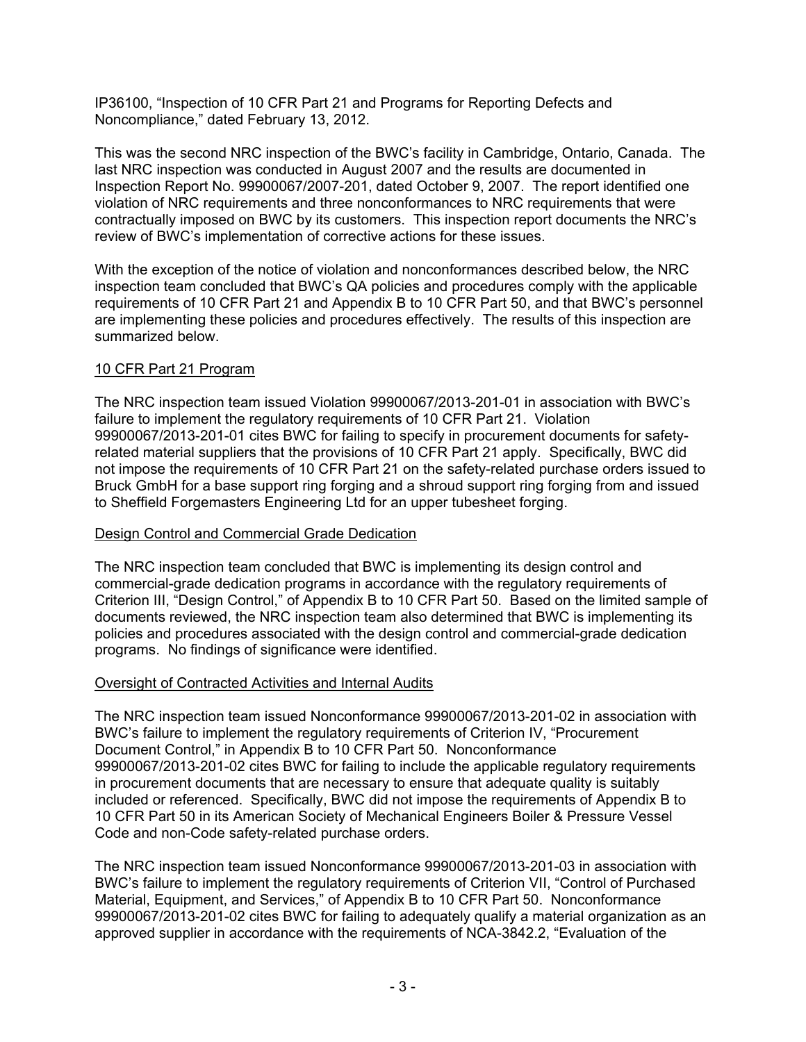IP36100, “Inspection of 10 CFR Part 21 and Programs for Reporting Defects and Noncompliance,” dated February 13, 2012.

This was the second NRC inspection of the BWC’s facility in Cambridge, Ontario, Canada. The last NRC inspection was conducted in August 2007 and the results are documented in Inspection Report No. 99900067/2007-201, dated October 9, 2007. The report identified one violation of NRC requirements and three nonconformances to NRC requirements that were contractually imposed on BWC by its customers. This inspection report documents the NRC’s review of BWC’s implementation of corrective actions for these issues.

With the exception of the notice of violation and nonconformances described below, the NRC inspection team concluded that BWC’s QA policies and procedures comply with the applicable requirements of 10 CFR Part 21 and Appendix B to 10 CFR Part 50, and that BWC’s personnel are implementing these policies and procedures effectively. The results of this inspection are summarized below.

## 10 CFR Part 21 Program

The NRC inspection team issued Violation 99900067/2013-201-01 in association with BWC’s failure to implement the regulatory requirements of 10 CFR Part 21. Violation 99900067/2013-201-01 cites BWC for failing to specify in procurement documents for safety-related material suppliers that the provisions of 10 CFR Part 21 apply. Specifically, BWC did not impose the requirements of 10 CFR Part 21 on the safety-related purchase orders issued to Bruck GmbH for a base support ring forging and a shroud support ring forging from and issued to Sheffield Forgemasters Engineering Ltd for an upper tubesheet forging.

## Design Control and Commercial Grade Dedication

The NRC inspection team concluded that BWC is implementing its design control and commercial-grade dedication programs in accordance with the regulatory requirements of Criterion III, “Design Control,” of Appendix B to 10 CFR Part 50. Based on the limited sample of documents reviewed, the NRC inspection team also determined that BWC is implementing its policies and procedures associated with the design control and commercial-grade dedication programs. No findings of significance were identified.

## Oversight of Contracted Activities and Internal Audits

The NRC inspection team issued Nonconformance 99900067/2013-201-02 in association with BWC’s failure to implement the regulatory requirements of Criterion IV, “Procurement Document Control,” in Appendix B to 10 CFR Part 50. Nonconformance 99900067/2013-201-02 cites BWC for failing to include the applicable regulatory requirements in procurement documents that are necessary to ensure that adequate quality is suitably included or referenced. Specifically, BWC did not impose the requirements of Appendix B to 10 CFR Part 50 in its American Society of Mechanical Engineers Boiler & Pressure Vessel Code and non-Code safety-related purchase orders.

The NRC inspection team issued Nonconformance 99900067/2013-201-03 in association with BWC’s failure to implement the regulatory requirements of Criterion VII, “Control of Purchased Material, Equipment, and Services,” of Appendix B to 10 CFR Part 50. Nonconformance 99900067/2013-201-02 cites BWC for failing to adequately qualify a material organization as an approved supplier in accordance with the requirements of NCA-3842.2, “Evaluation of the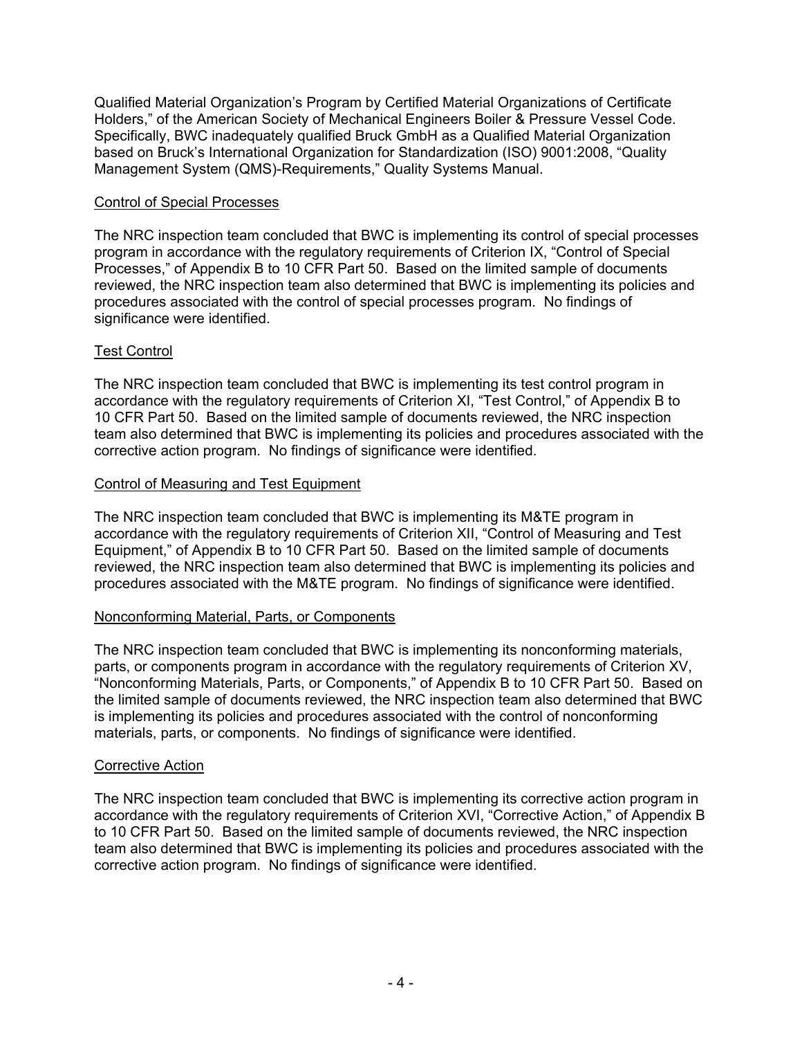Qualified Material Organization's Program by Certified Material Organizations of Certificate Holders," of the American Society of Mechanical Engineers Boiler & Pressure Vessel Code. Specifically, BWC inadequately qualified Bruck GmbH as a Qualified Material Organization based on Bruck's International Organization for Standardization (ISO) 9001:2008, "Quality Management System (QMS)-Requirements," Quality Systems Manual.

<u>Control of Special Processes</u>

The NRC inspection team concluded that BWC is implementing its control of special processes program in accordance with the regulatory requirements of Criterion IX, "Control of Special Processes," of Appendix B to 10 CFR Part 50. Based on the limited sample of documents reviewed, the NRC inspection team also determined that BWC is implementing its policies and procedures associated with the control of special processes program. No findings of significance were identified.

<u>Test Control</u>

The NRC inspection team concluded that BWC is implementing its test control program in accordance with the regulatory requirements of Criterion XI, "Test Control," of Appendix B to 10 CFR Part 50. Based on the limited sample of documents reviewed, the NRC inspection team also determined that BWC is implementing its policies and procedures associated with the corrective action program. No findings of significance were identified.

<u>Control of Measuring and Test Equipment</u>

The NRC inspection team concluded that BWC is implementing its M&TE program in accordance with the regulatory requirements of Criterion XII, "Control of Measuring and Test Equipment," of Appendix B to 10 CFR Part 50. Based on the limited sample of documents reviewed, the NRC inspection team also determined that BWC is implementing its policies and procedures associated with the M&TE program. No findings of significance were identified.

<u>Nonconforming Material, Parts, or Components</u>

The NRC inspection team concluded that BWC is implementing its nonconforming materials, parts, or components program in accordance with the regulatory requirements of Criterion XV, "Nonconforming Materials, Parts, or Components," of Appendix B to 10 CFR Part 50. Based on the limited sample of documents reviewed, the NRC inspection team also determined that BWC is implementing its policies and procedures associated with the control of nonconforming materials, parts, or components. No findings of significance were identified.

<u>Corrective Action</u>

The NRC inspection team concluded that BWC is implementing its corrective action program in accordance with the regulatory requirements of Criterion XVI, "Corrective Action," of Appendix B to 10 CFR Part 50. Based on the limited sample of documents reviewed, the NRC inspection team also determined that BWC is implementing its policies and procedures associated with the corrective action program. No findings of significance were identified.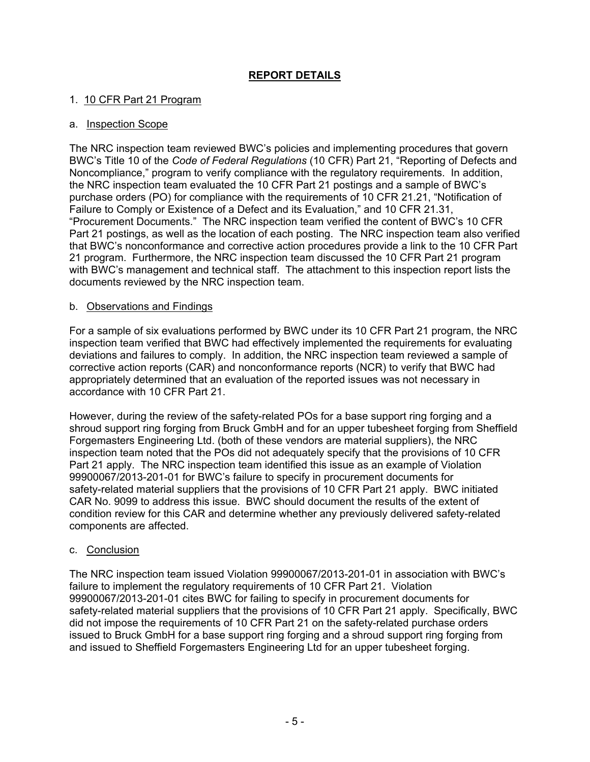# REPORT DETAILS

## 1. 10 CFR Part 21 Program

### a. Inspection Scope

The NRC inspection team reviewed BWC's policies and implementing procedures that govern BWC's Title 10 of the *Code of Federal Regulations* (10 CFR) Part 21, "Reporting of Defects and Noncompliance," program to verify compliance with the regulatory requirements. In addition, the NRC inspection team evaluated the 10 CFR Part 21 postings and a sample of BWC's purchase orders (PO) for compliance with the requirements of 10 CFR 21.21, "Notification of Failure to Comply or Existence of a Defect and its Evaluation," and 10 CFR 21.31, "Procurement Documents." The NRC inspection team verified the content of BWC's 10 CFR Part 21 postings, as well as the location of each posting. The NRC inspection team also verified that BWC's nonconformance and corrective action procedures provide a link to the 10 CFR Part 21 program. Furthermore, the NRC inspection team discussed the 10 CFR Part 21 program with BWC's management and technical staff. The attachment to this inspection report lists the documents reviewed by the NRC inspection team.

### b. Observations and Findings

For a sample of six evaluations performed by BWC under its 10 CFR Part 21 program, the NRC inspection team verified that BWC had effectively implemented the requirements for evaluating deviations and failures to comply. In addition, the NRC inspection team reviewed a sample of corrective action reports (CAR) and nonconformance reports (NCR) to verify that BWC had appropriately determined that an evaluation of the reported issues was not necessary in accordance with 10 CFR Part 21.

However, during the review of the safety-related POs for a base support ring forging and a shroud support ring forging from Bruck GmbH and for an upper tubesheet forging from Sheffield Forgemasters Engineering Ltd. (both of these vendors are material suppliers), the NRC inspection team noted that the POs did not adequately specify that the provisions of 10 CFR Part 21 apply. The NRC inspection team identified this issue as an example of Violation 99900067/2013-201-01 for BWC's failure to specify in procurement documents for safety-related material suppliers that the provisions of 10 CFR Part 21 apply. BWC initiated CAR No. 9099 to address this issue. BWC should document the results of the extent of condition review for this CAR and determine whether any previously delivered safety-related components are affected.

### c. Conclusion

The NRC inspection team issued Violation 99900067/2013-201-01 in association with BWC's failure to implement the regulatory requirements of 10 CFR Part 21. Violation 99900067/2013-201-01 cites BWC for failing to specify in procurement documents for safety-related material suppliers that the provisions of 10 CFR Part 21 apply. Specifically, BWC did not impose the requirements of 10 CFR Part 21 on the safety-related purchase orders issued to Bruck GmbH for a base support ring forging and a shroud support ring forging from and issued to Sheffield Forgemasters Engineering Ltd for an upper tubesheet forging.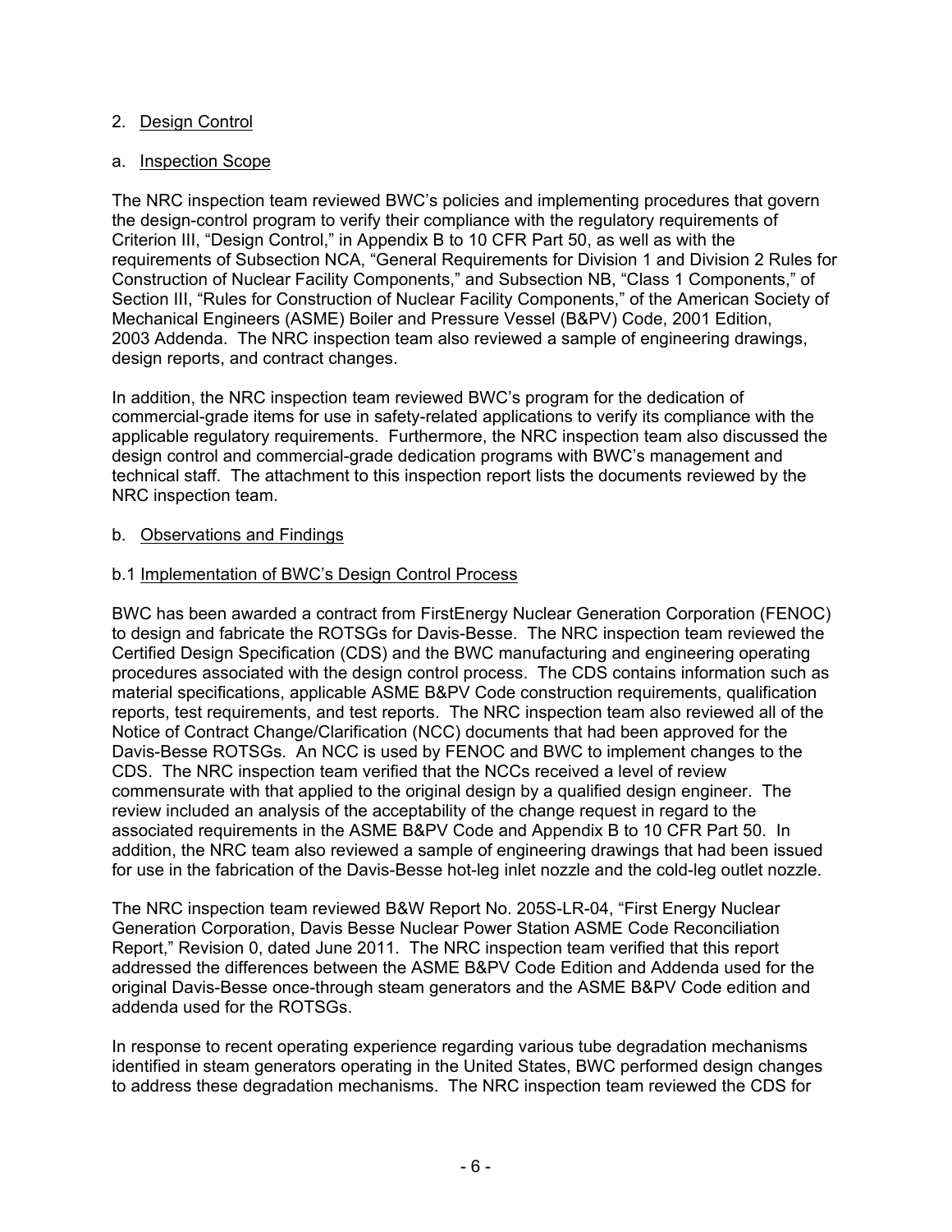## 2. Design Control

### a. Inspection Scope

The NRC inspection team reviewed BWC's policies and implementing procedures that govern the design-control program to verify their compliance with the regulatory requirements of Criterion III, "Design Control," in Appendix B to 10 CFR Part 50, as well as with the requirements of Subsection NCA, "General Requirements for Division 1 and Division 2 Rules for Construction of Nuclear Facility Components," and Subsection NB, "Class 1 Components," of Section III, "Rules for Construction of Nuclear Facility Components," of the American Society of Mechanical Engineers (ASME) Boiler and Pressure Vessel (B&PV) Code, 2001 Edition, 2003 Addenda. The NRC inspection team also reviewed a sample of engineering drawings, design reports, and contract changes.

In addition, the NRC inspection team reviewed BWC's program for the dedication of commercial-grade items for use in safety-related applications to verify its compliance with the applicable regulatory requirements. Furthermore, the NRC inspection team also discussed the design control and commercial-grade dedication programs with BWC's management and technical staff. The attachment to this inspection report lists the documents reviewed by the NRC inspection team.

### b. Observations and Findings

#### b.1 Implementation of BWC's Design Control Process

BWC has been awarded a contract from FirstEnergy Nuclear Generation Corporation (FENOC) to design and fabricate the ROTSGs for Davis-Besse. The NRC inspection team reviewed the Certified Design Specification (CDS) and the BWC manufacturing and engineering operating procedures associated with the design control process. The CDS contains information such as material specifications, applicable ASME B&PV Code construction requirements, qualification reports, test requirements, and test reports. The NRC inspection team also reviewed all of the Notice of Contract Change/Clarification (NCC) documents that had been approved for the Davis-Besse ROTSGs. An NCC is used by FENOC and BWC to implement changes to the CDS. The NRC inspection team verified that the NCCs received a level of review commensurate with that applied to the original design by a qualified design engineer. The review included an analysis of the acceptability of the change request in regard to the associated requirements in the ASME B&PV Code and Appendix B to 10 CFR Part 50. In addition, the NRC team also reviewed a sample of engineering drawings that had been issued for use in the fabrication of the Davis-Besse hot-leg inlet nozzle and the cold-leg outlet nozzle.

The NRC inspection team reviewed B&W Report No. 205S-LR-04, "First Energy Nuclear Generation Corporation, Davis Besse Nuclear Power Station ASME Code Reconciliation Report," Revision 0, dated June 2011. The NRC inspection team verified that this report addressed the differences between the ASME B&PV Code Edition and Addenda used for the original Davis-Besse once-through steam generators and the ASME B&PV Code edition and addenda used for the ROTSGs.

In response to recent operating experience regarding various tube degradation mechanisms identified in steam generators operating in the United States, BWC performed design changes to address these degradation mechanisms. The NRC inspection team reviewed the CDS for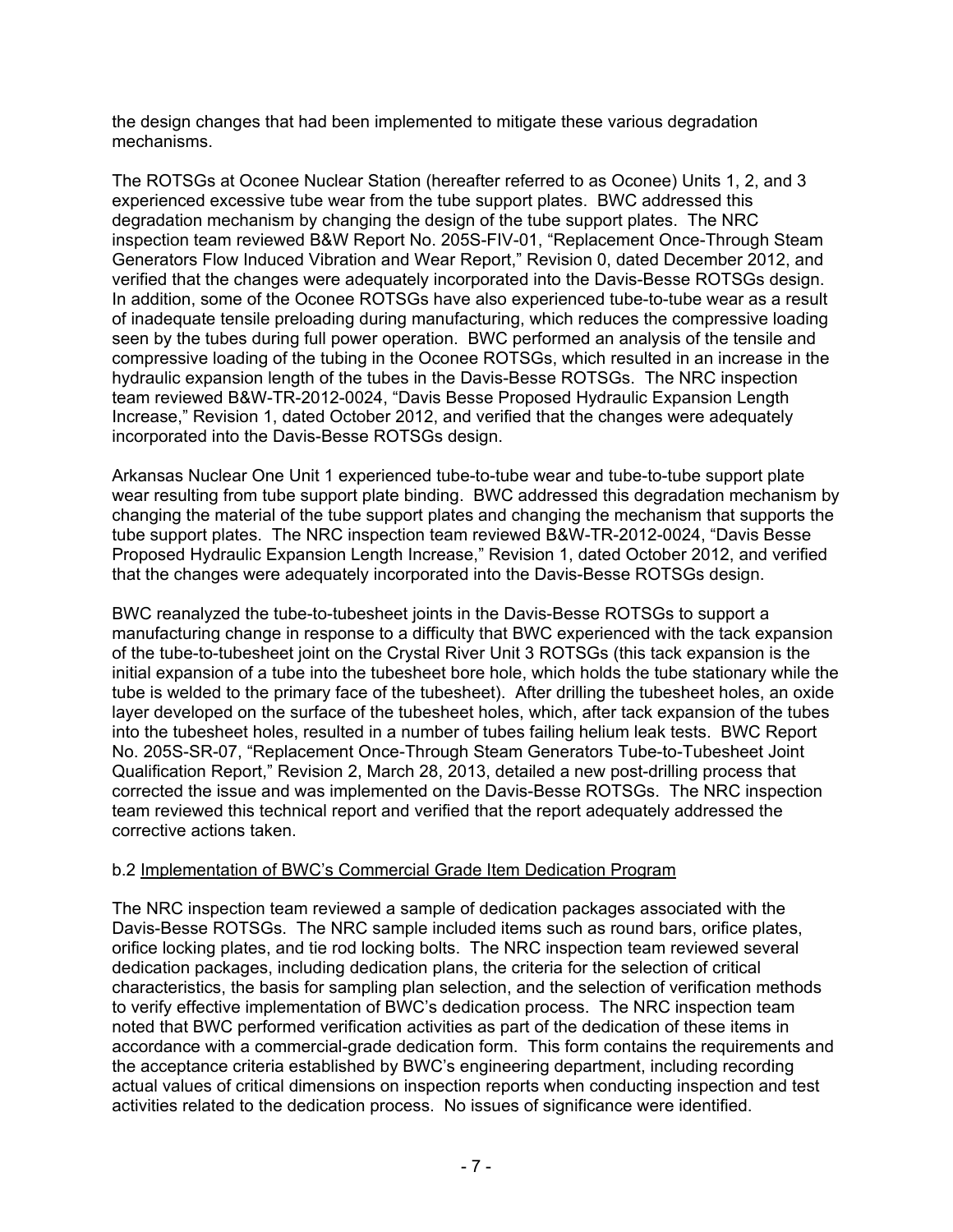the design changes that had been implemented to mitigate these various degradation mechanisms.

The ROTSGs at Oconee Nuclear Station (hereafter referred to as Oconee) Units 1, 2, and 3 experienced excessive tube wear from the tube support plates. BWC addressed this degradation mechanism by changing the design of the tube support plates. The NRC inspection team reviewed B&W Report No. 205S-FIV-01, "Replacement Once-Through Steam Generators Flow Induced Vibration and Wear Report," Revision 0, dated December 2012, and verified that the changes were adequately incorporated into the Davis-Besse ROTSGs design. In addition, some of the Oconee ROTSGs have also experienced tube-to-tube wear as a result of inadequate tensile preloading during manufacturing, which reduces the compressive loading seen by the tubes during full power operation. BWC performed an analysis of the tensile and compressive loading of the tubing in the Oconee ROTSGs, which resulted in an increase in the hydraulic expansion length of the tubes in the Davis-Besse ROTSGs. The NRC inspection team reviewed B&W-TR-2012-0024, "Davis Besse Proposed Hydraulic Expansion Length Increase," Revision 1, dated October 2012, and verified that the changes were adequately incorporated into the Davis-Besse ROTSGs design.

Arkansas Nuclear One Unit 1 experienced tube-to-tube wear and tube-to-tube support plate wear resulting from tube support plate binding. BWC addressed this degradation mechanism by changing the material of the tube support plates and changing the mechanism that supports the tube support plates. The NRC inspection team reviewed B&W-TR-2012-0024, "Davis Besse Proposed Hydraulic Expansion Length Increase," Revision 1, dated October 2012, and verified that the changes were adequately incorporated into the Davis-Besse ROTSGs design.

BWC reanalyzed the tube-to-tubesheet joints in the Davis-Besse ROTSGs to support a manufacturing change in response to a difficulty that BWC experienced with the tack expansion of the tube-to-tubesheet joint on the Crystal River Unit 3 ROTSGs (this tack expansion is the initial expansion of a tube into the tubesheet bore hole, which holds the tube stationary while the tube is welded to the primary face of the tubesheet). After drilling the tubesheet holes, an oxide layer developed on the surface of the tubesheet holes, which, after tack expansion of the tubes into the tubesheet holes, resulted in a number of tubes failing helium leak tests. BWC Report No. 205S-SR-07, "Replacement Once-Through Steam Generators Tube-to-Tubesheet Joint Qualification Report," Revision 2, March 28, 2013, detailed a new post-drilling process that corrected the issue and was implemented on the Davis-Besse ROTSGs. The NRC inspection team reviewed this technical report and verified that the report adequately addressed the corrective actions taken.

b.2 Implementation of BWC's Commercial Grade Item Dedication Program

The NRC inspection team reviewed a sample of dedication packages associated with the Davis-Besse ROTSGs. The NRC sample included items such as round bars, orifice plates, orifice locking plates, and tie rod locking bolts. The NRC inspection team reviewed several dedication packages, including dedication plans, the criteria for the selection of critical characteristics, the basis for sampling plan selection, and the selection of verification methods to verify effective implementation of BWC's dedication process. The NRC inspection team noted that BWC performed verification activities as part of the dedication of these items in accordance with a commercial-grade dedication form. This form contains the requirements and the acceptance criteria established by BWC's engineering department, including recording actual values of critical dimensions on inspection reports when conducting inspection and test activities related to the dedication process. No issues of significance were identified.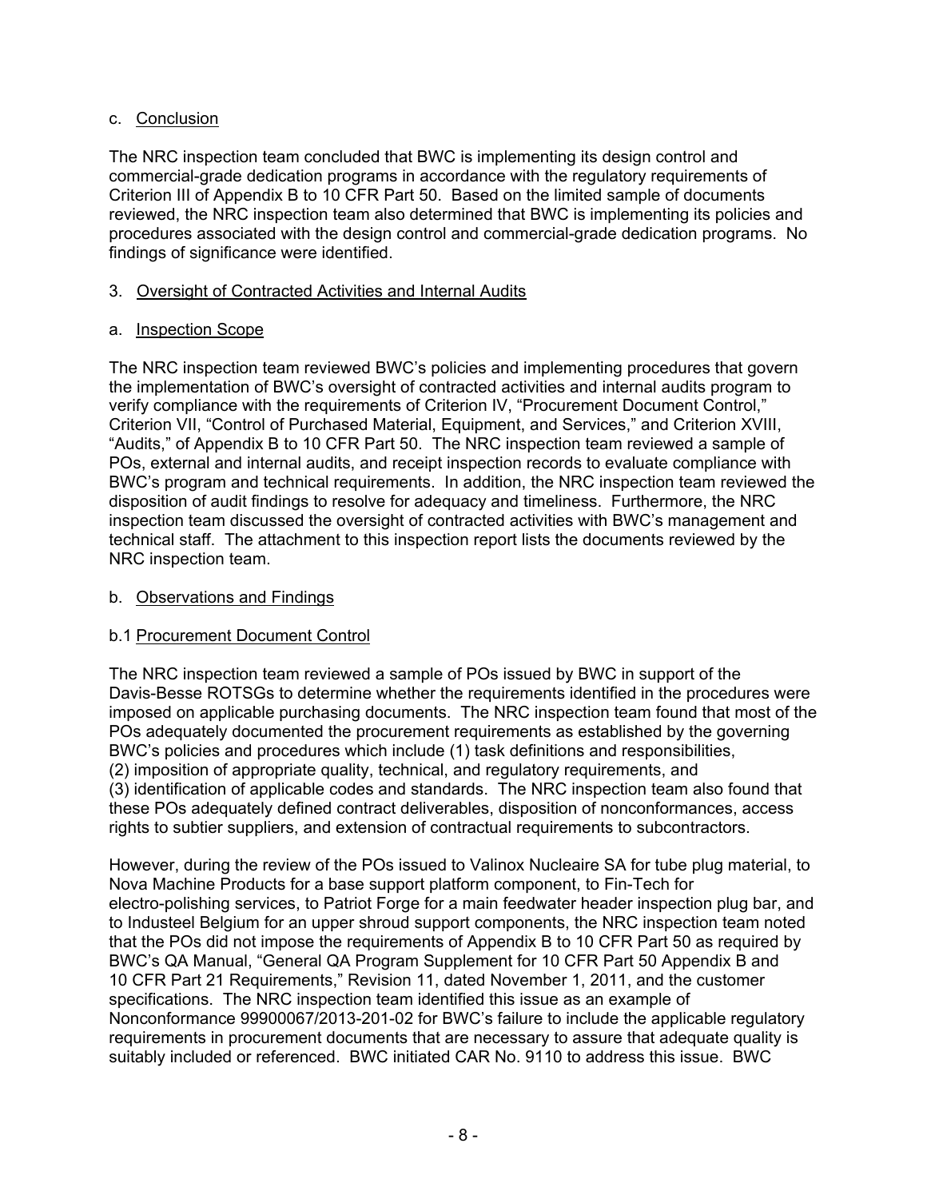c. Conclusion

The NRC inspection team concluded that BWC is implementing its design control and commercial-grade dedication programs in accordance with the regulatory requirements of Criterion III of Appendix B to 10 CFR Part 50. Based on the limited sample of documents reviewed, the NRC inspection team also determined that BWC is implementing its policies and procedures associated with the design control and commercial-grade dedication programs. No findings of significance were identified.

3. Oversight of Contracted Activities and Internal Audits

a. Inspection Scope

The NRC inspection team reviewed BWC's policies and implementing procedures that govern the implementation of BWC's oversight of contracted activities and internal audits program to verify compliance with the requirements of Criterion IV, "Procurement Document Control," Criterion VII, "Control of Purchased Material, Equipment, and Services," and Criterion XVIII, "Audits," of Appendix B to 10 CFR Part 50. The NRC inspection team reviewed a sample of POs, external and internal audits, and receipt inspection records to evaluate compliance with BWC's program and technical requirements. In addition, the NRC inspection team reviewed the disposition of audit findings to resolve for adequacy and timeliness. Furthermore, the NRC inspection team discussed the oversight of contracted activities with BWC's management and technical staff. The attachment to this inspection report lists the documents reviewed by the NRC inspection team.

b. Observations and Findings

b.1 Procurement Document Control

The NRC inspection team reviewed a sample of POs issued by BWC in support of the Davis-Besse ROTSGs to determine whether the requirements identified in the procedures were imposed on applicable purchasing documents. The NRC inspection team found that most of the POs adequately documented the procurement requirements as established by the governing BWC's policies and procedures which include (1) task definitions and responsibilities, (2) imposition of appropriate quality, technical, and regulatory requirements, and (3) identification of applicable codes and standards. The NRC inspection team also found that these POs adequately defined contract deliverables, disposition of nonconformances, access rights to subtier suppliers, and extension of contractual requirements to subcontractors.

However, during the review of the POs issued to Valinox Nucleaire SA for tube plug material, to Nova Machine Products for a base support platform component, to Fin-Tech for electro-polishing services, to Patriot Forge for a main feedwater header inspection plug bar, and to Industeel Belgium for an upper shroud support components, the NRC inspection team noted that the POs did not impose the requirements of Appendix B to 10 CFR Part 50 as required by BWC's QA Manual, "General QA Program Supplement for 10 CFR Part 50 Appendix B and 10 CFR Part 21 Requirements," Revision 11, dated November 1, 2011, and the customer specifications. The NRC inspection team identified this issue as an example of Nonconformance 99900067/2013-201-02 for BWC's failure to include the applicable regulatory requirements in procurement documents that are necessary to assure that adequate quality is suitably included or referenced. BWC initiated CAR No. 9110 to address this issue. BWC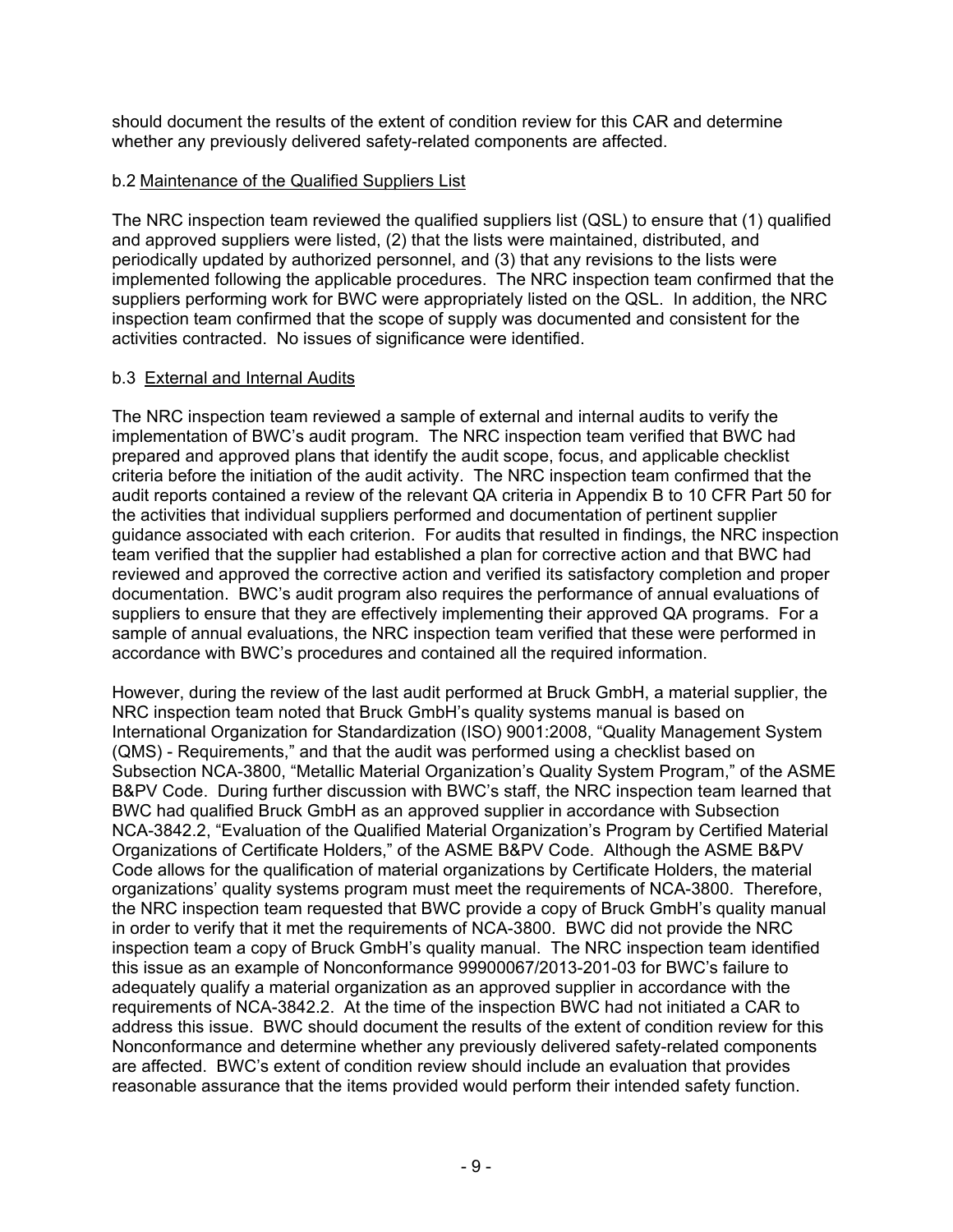should document the results of the extent of condition review for this CAR and determine whether any previously delivered safety-related components are affected.

b.2 <u>Maintenance of the Qualified Suppliers List</u>

The NRC inspection team reviewed the qualified suppliers list (QSL) to ensure that (1) qualified and approved suppliers were listed, (2) that the lists were maintained, distributed, and periodically updated by authorized personnel, and (3) that any revisions to the lists were implemented following the applicable procedures. The NRC inspection team confirmed that the suppliers performing work for BWC were appropriately listed on the QSL. In addition, the NRC inspection team confirmed that the scope of supply was documented and consistent for the activities contracted. No issues of significance were identified.

b.3 <u>External and Internal Audits</u>

The NRC inspection team reviewed a sample of external and internal audits to verify the implementation of BWC's audit program. The NRC inspection team verified that BWC had prepared and approved plans that identify the audit scope, focus, and applicable checklist criteria before the initiation of the audit activity. The NRC inspection team confirmed that the audit reports contained a review of the relevant QA criteria in Appendix B to 10 CFR Part 50 for the activities that individual suppliers performed and documentation of pertinent supplier guidance associated with each criterion. For audits that resulted in findings, the NRC inspection team verified that the supplier had established a plan for corrective action and that BWC had reviewed and approved the corrective action and verified its satisfactory completion and proper documentation. BWC's audit program also requires the performance of annual evaluations of suppliers to ensure that they are effectively implementing their approved QA programs. For a sample of annual evaluations, the NRC inspection team verified that these were performed in accordance with BWC's procedures and contained all the required information.

However, during the review of the last audit performed at Bruck GmbH, a material supplier, the NRC inspection team noted that Bruck GmbH's quality systems manual is based on International Organization for Standardization (ISO) 9001:2008, "Quality Management System (QMS) - Requirements," and that the audit was performed using a checklist based on Subsection NCA-3800, "Metallic Material Organization's Quality System Program," of the ASME B&PV Code. During further discussion with BWC's staff, the NRC inspection team learned that BWC had qualified Bruck GmbH as an approved supplier in accordance with Subsection NCA-3842.2, "Evaluation of the Qualified Material Organization's Program by Certified Material Organizations of Certificate Holders," of the ASME B&PV Code. Although the ASME B&PV Code allows for the qualification of material organizations by Certificate Holders, the material organizations' quality systems program must meet the requirements of NCA-3800. Therefore, the NRC inspection team requested that BWC provide a copy of Bruck GmbH's quality manual in order to verify that it met the requirements of NCA-3800. BWC did not provide the NRC inspection team a copy of Bruck GmbH's quality manual. The NRC inspection team identified this issue as an example of Nonconformance 99900067/2013-201-03 for BWC's failure to adequately qualify a material organization as an approved supplier in accordance with the requirements of NCA-3842.2. At the time of the inspection BWC had not initiated a CAR to address this issue. BWC should document the results of the extent of condition review for this Nonconformance and determine whether any previously delivered safety-related components are affected. BWC's extent of condition review should include an evaluation that provides reasonable assurance that the items provided would perform their intended safety function.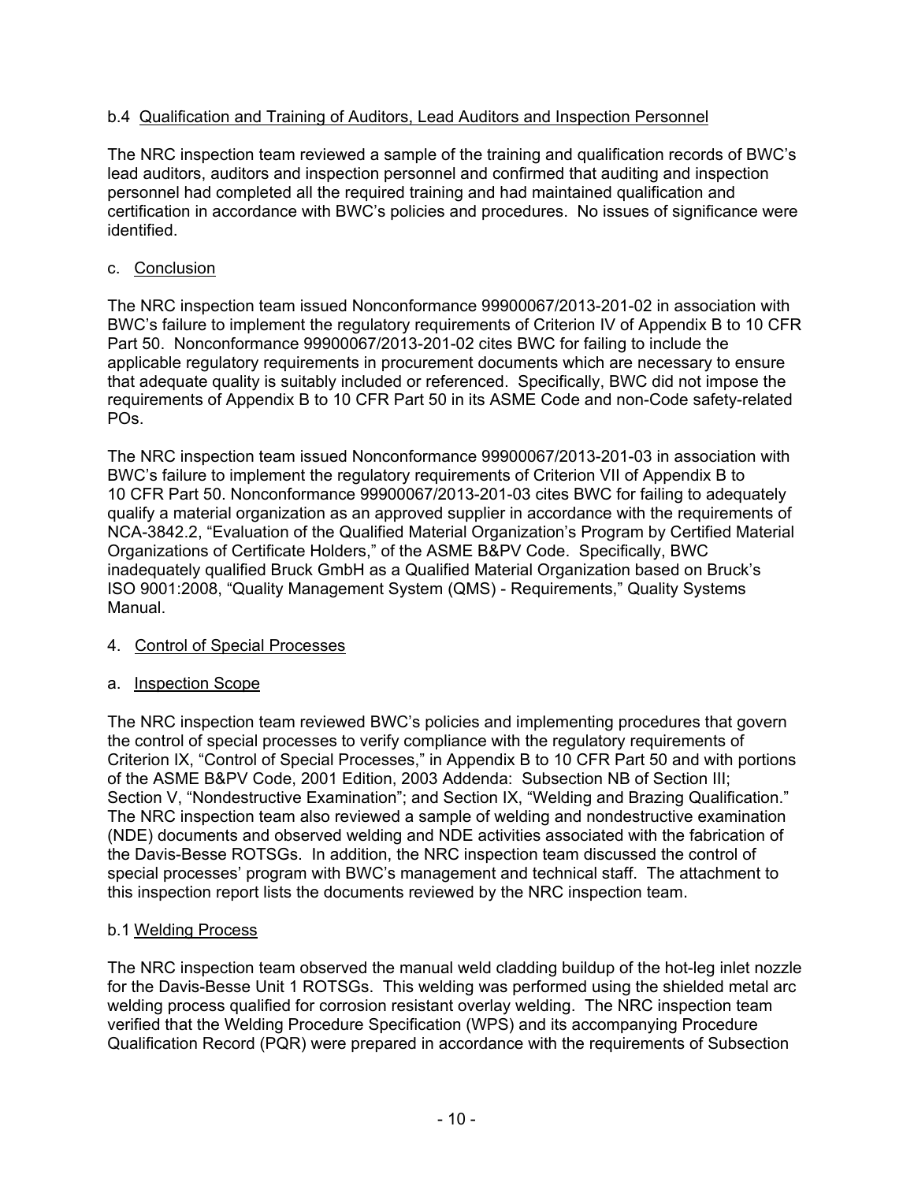b.4 Qualification and Training of Auditors, Lead Auditors and Inspection Personnel

The NRC inspection team reviewed a sample of the training and qualification records of BWC's lead auditors, auditors and inspection personnel and confirmed that auditing and inspection personnel had completed all the required training and had maintained qualification and certification in accordance with BWC's policies and procedures. No issues of significance were identified.

c. Conclusion

The NRC inspection team issued Nonconformance 99900067/2013-201-02 in association with BWC's failure to implement the regulatory requirements of Criterion IV of Appendix B to 10 CFR Part 50. Nonconformance 99900067/2013-201-02 cites BWC for failing to include the applicable regulatory requirements in procurement documents which are necessary to ensure that adequate quality is suitably included or referenced. Specifically, BWC did not impose the requirements of Appendix B to 10 CFR Part 50 in its ASME Code and non-Code safety-related POs.

The NRC inspection team issued Nonconformance 99900067/2013-201-03 in association with BWC's failure to implement the regulatory requirements of Criterion VII of Appendix B to 10 CFR Part 50. Nonconformance 99900067/2013-201-03 cites BWC for failing to adequately qualify a material organization as an approved supplier in accordance with the requirements of NCA-3842.2, "Evaluation of the Qualified Material Organization's Program by Certified Material Organizations of Certificate Holders," of the ASME B&PV Code. Specifically, BWC inadequately qualified Bruck GmbH as a Qualified Material Organization based on Bruck's ISO 9001:2008, "Quality Management System (QMS) - Requirements," Quality Systems Manual.

4. Control of Special Processes

a. Inspection Scope

The NRC inspection team reviewed BWC's policies and implementing procedures that govern the control of special processes to verify compliance with the regulatory requirements of Criterion IX, "Control of Special Processes," in Appendix B to 10 CFR Part 50 and with portions of the ASME B&PV Code, 2001 Edition, 2003 Addenda: Subsection NB of Section III; Section V, "Nondestructive Examination"; and Section IX, "Welding and Brazing Qualification." The NRC inspection team also reviewed a sample of welding and nondestructive examination (NDE) documents and observed welding and NDE activities associated with the fabrication of the Davis-Besse ROTSGs. In addition, the NRC inspection team discussed the control of special processes' program with BWC's management and technical staff. The attachment to this inspection report lists the documents reviewed by the NRC inspection team.

b.1 Welding Process

The NRC inspection team observed the manual weld cladding buildup of the hot-leg inlet nozzle for the Davis-Besse Unit 1 ROTSGs. This welding was performed using the shielded metal arc welding process qualified for corrosion resistant overlay welding. The NRC inspection team verified that the Welding Procedure Specification (WPS) and its accompanying Procedure Qualification Record (PQR) were prepared in accordance with the requirements of Subsection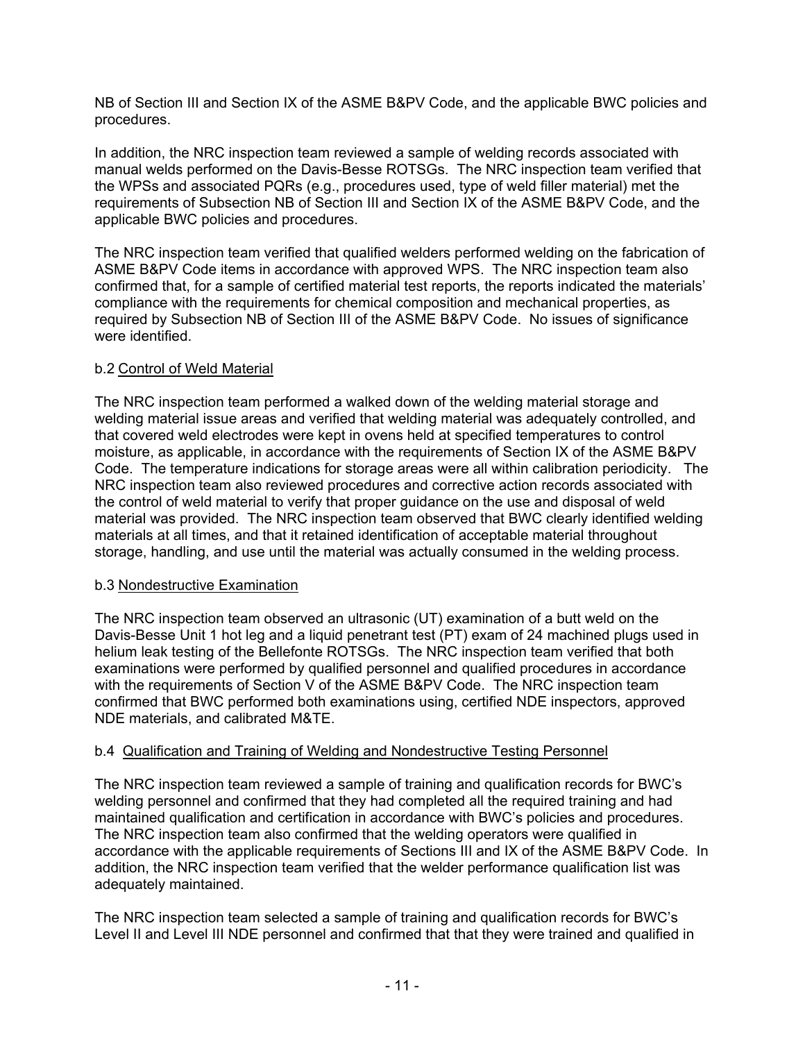NB of Section III and Section IX of the ASME B&PV Code, and the applicable BWC policies and procedures.

In addition, the NRC inspection team reviewed a sample of welding records associated with manual welds performed on the Davis-Besse ROTSGs. The NRC inspection team verified that the WPSs and associated PQRs (e.g., procedures used, type of weld filler material) met the requirements of Subsection NB of Section III and Section IX of the ASME B&PV Code, and the applicable BWC policies and procedures.

The NRC inspection team verified that qualified welders performed welding on the fabrication of ASME B&PV Code items in accordance with approved WPS. The NRC inspection team also confirmed that, for a sample of certified material test reports, the reports indicated the materials' compliance with the requirements for chemical composition and mechanical properties, as required by Subsection NB of Section III of the ASME B&PV Code. No issues of significance were identified.

b.2 <u>Control of Weld Material</u>

The NRC inspection team performed a walked down of the welding material storage and welding material issue areas and verified that welding material was adequately controlled, and that covered weld electrodes were kept in ovens held at specified temperatures to control moisture, as applicable, in accordance with the requirements of Section IX of the ASME B&PV Code. The temperature indications for storage areas were all within calibration periodicity. The NRC inspection team also reviewed procedures and corrective action records associated with the control of weld material to verify that proper guidance on the use and disposal of weld material was provided. The NRC inspection team observed that BWC clearly identified welding materials at all times, and that it retained identification of acceptable material throughout storage, handling, and use until the material was actually consumed in the welding process.

b.3 <u>Nondestructive Examination</u>

The NRC inspection team observed an ultrasonic (UT) examination of a butt weld on the Davis-Besse Unit 1 hot leg and a liquid penetrant test (PT) exam of 24 machined plugs used in helium leak testing of the Bellefonte ROTSGs. The NRC inspection team verified that both examinations were performed by qualified personnel and qualified procedures in accordance with the requirements of Section V of the ASME B&PV Code. The NRC inspection team confirmed that BWC performed both examinations using, certified NDE inspectors, approved NDE materials, and calibrated M&TE.

b.4 <u>Qualification and Training of Welding and Nondestructive Testing Personnel</u>

The NRC inspection team reviewed a sample of training and qualification records for BWC's welding personnel and confirmed that they had completed all the required training and had maintained qualification and certification in accordance with BWC's policies and procedures. The NRC inspection team also confirmed that the welding operators were qualified in accordance with the applicable requirements of Sections III and IX of the ASME B&PV Code. In addition, the NRC inspection team verified that the welder performance qualification list was adequately maintained.

The NRC inspection team selected a sample of training and qualification records for BWC's Level II and Level III NDE personnel and confirmed that that they were trained and qualified in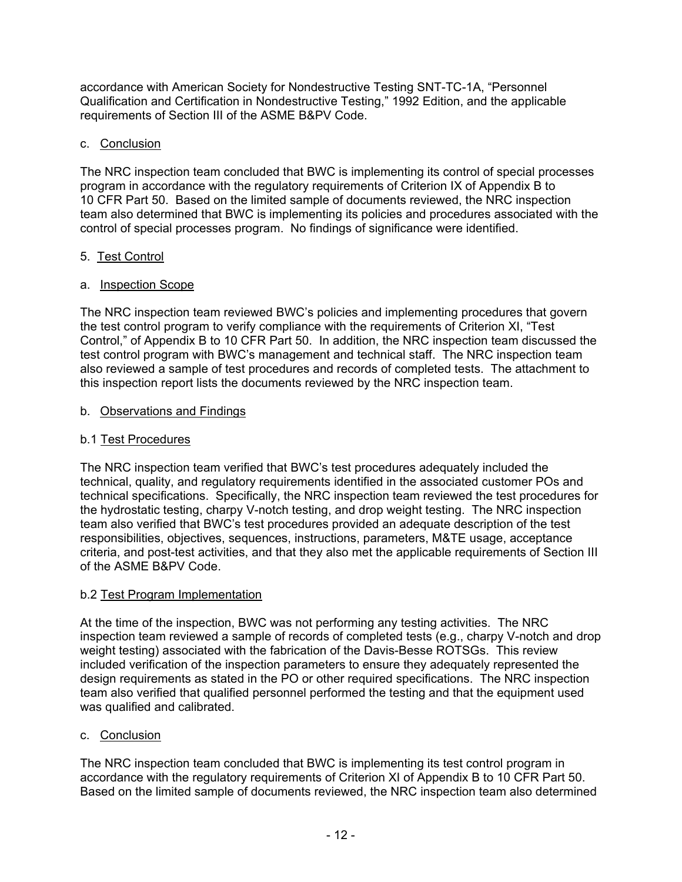accordance with American Society for Nondestructive Testing SNT-TC-1A, "Personnel Qualification and Certification in Nondestructive Testing," 1992 Edition, and the applicable requirements of Section III of the ASME B&PV Code.

c. Conclusion

The NRC inspection team concluded that BWC is implementing its control of special processes program in accordance with the regulatory requirements of Criterion IX of Appendix B to 10 CFR Part 50. Based on the limited sample of documents reviewed, the NRC inspection team also determined that BWC is implementing its policies and procedures associated with the control of special processes program. No findings of significance were identified.

5. Test Control

a. Inspection Scope

The NRC inspection team reviewed BWC's policies and implementing procedures that govern the test control program to verify compliance with the requirements of Criterion XI, "Test Control," of Appendix B to 10 CFR Part 50. In addition, the NRC inspection team discussed the test control program with BWC's management and technical staff. The NRC inspection team also reviewed a sample of test procedures and records of completed tests. The attachment to this inspection report lists the documents reviewed by the NRC inspection team.

b. Observations and Findings

b.1 Test Procedures

The NRC inspection team verified that BWC's test procedures adequately included the technical, quality, and regulatory requirements identified in the associated customer POs and technical specifications. Specifically, the NRC inspection team reviewed the test procedures for the hydrostatic testing, charpy V-notch testing, and drop weight testing. The NRC inspection team also verified that BWC's test procedures provided an adequate description of the test responsibilities, objectives, sequences, instructions, parameters, M&TE usage, acceptance criteria, and post-test activities, and that they also met the applicable requirements of Section III of the ASME B&PV Code.

b.2 Test Program Implementation

At the time of the inspection, BWC was not performing any testing activities. The NRC inspection team reviewed a sample of records of completed tests (e.g., charpy V-notch and drop weight testing) associated with the fabrication of the Davis-Besse ROTSGs. This review included verification of the inspection parameters to ensure they adequately represented the design requirements as stated in the PO or other required specifications. The NRC inspection team also verified that qualified personnel performed the testing and that the equipment used was qualified and calibrated.

c. Conclusion

The NRC inspection team concluded that BWC is implementing its test control program in accordance with the regulatory requirements of Criterion XI of Appendix B to 10 CFR Part 50. Based on the limited sample of documents reviewed, the NRC inspection team also determined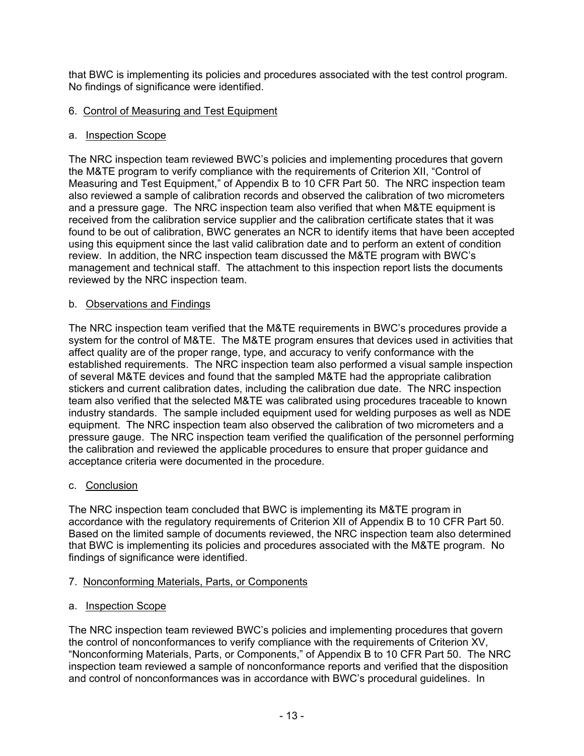that BWC is implementing its policies and procedures associated with the test control program. No findings of significance were identified.

## 6. Control of Measuring and Test Equipment

### a. Inspection Scope

The NRC inspection team reviewed BWC's policies and implementing procedures that govern the M&TE program to verify compliance with the requirements of Criterion XII, "Control of Measuring and Test Equipment," of Appendix B to 10 CFR Part 50. The NRC inspection team also reviewed a sample of calibration records and observed the calibration of two micrometers and a pressure gage. The NRC inspection team also verified that when M&TE equipment is received from the calibration service supplier and the calibration certificate states that it was found to be out of calibration, BWC generates an NCR to identify items that have been accepted using this equipment since the last valid calibration date and to perform an extent of condition review. In addition, the NRC inspection team discussed the M&TE program with BWC's management and technical staff. The attachment to this inspection report lists the documents reviewed by the NRC inspection team.

### b. Observations and Findings

The NRC inspection team verified that the M&TE requirements in BWC's procedures provide a system for the control of M&TE. The M&TE program ensures that devices used in activities that affect quality are of the proper range, type, and accuracy to verify conformance with the established requirements. The NRC inspection team also performed a visual sample inspection of several M&TE devices and found that the sampled M&TE had the appropriate calibration stickers and current calibration dates, including the calibration due date. The NRC inspection team also verified that the selected M&TE was calibrated using procedures traceable to known industry standards. The sample included equipment used for welding purposes as well as NDE equipment. The NRC inspection team also observed the calibration of two micrometers and a pressure gauge. The NRC inspection team verified the qualification of the personnel performing the calibration and reviewed the applicable procedures to ensure that proper guidance and acceptance criteria were documented in the procedure.

### c. Conclusion

The NRC inspection team concluded that BWC is implementing its M&TE program in accordance with the regulatory requirements of Criterion XII of Appendix B to 10 CFR Part 50. Based on the limited sample of documents reviewed, the NRC inspection team also determined that BWC is implementing its policies and procedures associated with the M&TE program. No findings of significance were identified.

## 7. Nonconforming Materials, Parts, or Components

### a. Inspection Scope

The NRC inspection team reviewed BWC's policies and implementing procedures that govern the control of nonconformances to verify compliance with the requirements of Criterion XV, "Nonconforming Materials, Parts, or Components," of Appendix B to 10 CFR Part 50. The NRC inspection team reviewed a sample of nonconformance reports and verified that the disposition and control of nonconformances was in accordance with BWC's procedural guidelines. In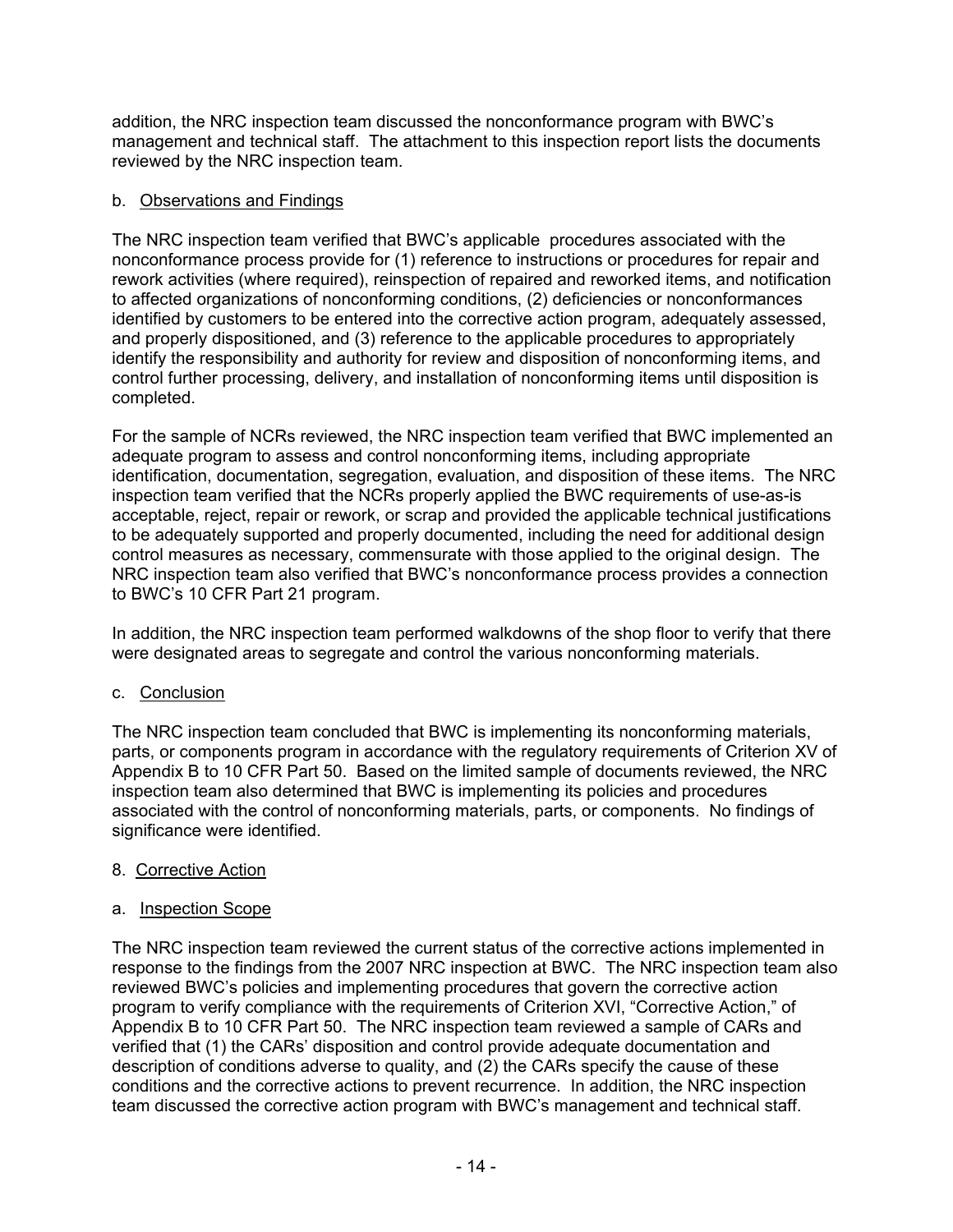addition, the NRC inspection team discussed the nonconformance program with BWC's management and technical staff. The attachment to this inspection report lists the documents reviewed by the NRC inspection team.

b. Observations and Findings

The NRC inspection team verified that BWC's applicable procedures associated with the nonconformance process provide for (1) reference to instructions or procedures for repair and rework activities (where required), reinspection of repaired and reworked items, and notification to affected organizations of nonconforming conditions, (2) deficiencies or nonconformances identified by customers to be entered into the corrective action program, adequately assessed, and properly dispositioned, and (3) reference to the applicable procedures to appropriately identify the responsibility and authority for review and disposition of nonconforming items, and control further processing, delivery, and installation of nonconforming items until disposition is completed.

For the sample of NCRs reviewed, the NRC inspection team verified that BWC implemented an adequate program to assess and control nonconforming items, including appropriate identification, documentation, segregation, evaluation, and disposition of these items. The NRC inspection team verified that the NCRs properly applied the BWC requirements of use-as-is acceptable, reject, repair or rework, or scrap and provided the applicable technical justifications to be adequately supported and properly documented, including the need for additional design control measures as necessary, commensurate with those applied to the original design. The NRC inspection team also verified that BWC's nonconformance process provides a connection to BWC's 10 CFR Part 21 program.

In addition, the NRC inspection team performed walkdowns of the shop floor to verify that there were designated areas to segregate and control the various nonconforming materials.

c. Conclusion

The NRC inspection team concluded that BWC is implementing its nonconforming materials, parts, or components program in accordance with the regulatory requirements of Criterion XV of Appendix B to 10 CFR Part 50. Based on the limited sample of documents reviewed, the NRC inspection team also determined that BWC is implementing its policies and procedures associated with the control of nonconforming materials, parts, or components. No findings of significance were identified.

## 8. Corrective Action

a. Inspection Scope

The NRC inspection team reviewed the current status of the corrective actions implemented in response to the findings from the 2007 NRC inspection at BWC. The NRC inspection team also reviewed BWC's policies and implementing procedures that govern the corrective action program to verify compliance with the requirements of Criterion XVI, "Corrective Action," of Appendix B to 10 CFR Part 50. The NRC inspection team reviewed a sample of CARs and verified that (1) the CARs' disposition and control provide adequate documentation and description of conditions adverse to quality, and (2) the CARs specify the cause of these conditions and the corrective actions to prevent recurrence. In addition, the NRC inspection team discussed the corrective action program with BWC's management and technical staff.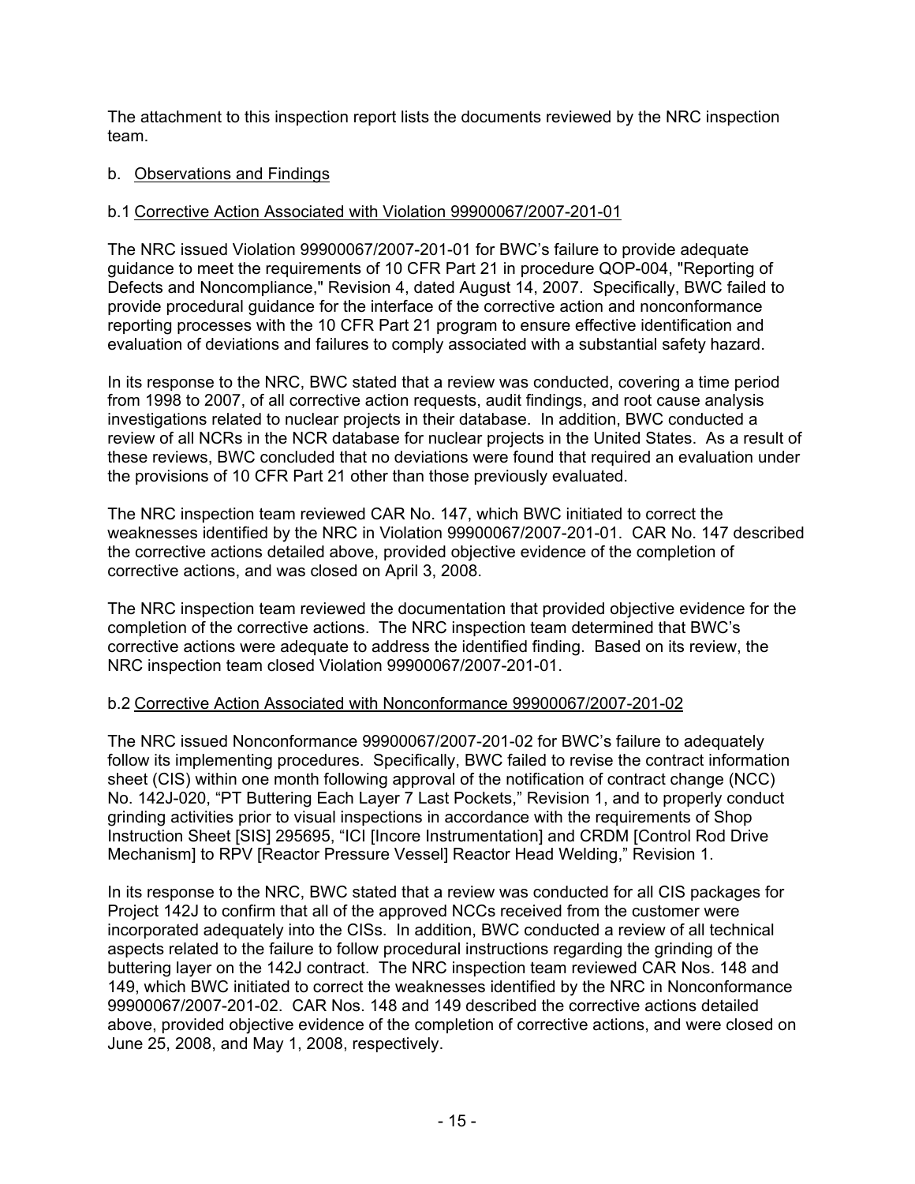The attachment to this inspection report lists the documents reviewed by the NRC inspection team.

b. Observations and Findings

b.1 Corrective Action Associated with Violation 99900067/2007-201-01

The NRC issued Violation 99900067/2007-201-01 for BWC's failure to provide adequate guidance to meet the requirements of 10 CFR Part 21 in procedure QOP-004, "Reporting of Defects and Noncompliance," Revision 4, dated August 14, 2007. Specifically, BWC failed to provide procedural guidance for the interface of the corrective action and nonconformance reporting processes with the 10 CFR Part 21 program to ensure effective identification and evaluation of deviations and failures to comply associated with a substantial safety hazard.

In its response to the NRC, BWC stated that a review was conducted, covering a time period from 1998 to 2007, of all corrective action requests, audit findings, and root cause analysis investigations related to nuclear projects in their database. In addition, BWC conducted a review of all NCRs in the NCR database for nuclear projects in the United States. As a result of these reviews, BWC concluded that no deviations were found that required an evaluation under the provisions of 10 CFR Part 21 other than those previously evaluated.

The NRC inspection team reviewed CAR No. 147, which BWC initiated to correct the weaknesses identified by the NRC in Violation 99900067/2007-201-01. CAR No. 147 described the corrective actions detailed above, provided objective evidence of the completion of corrective actions, and was closed on April 3, 2008.

The NRC inspection team reviewed the documentation that provided objective evidence for the completion of the corrective actions. The NRC inspection team determined that BWC's corrective actions were adequate to address the identified finding. Based on its review, the NRC inspection team closed Violation 99900067/2007-201-01.

b.2 Corrective Action Associated with Nonconformance 99900067/2007-201-02

The NRC issued Nonconformance 99900067/2007-201-02 for BWC's failure to adequately follow its implementing procedures. Specifically, BWC failed to revise the contract information sheet (CIS) within one month following approval of the notification of contract change (NCC) No. 142J-020, "PT Buttering Each Layer 7 Last Pockets," Revision 1, and to properly conduct grinding activities prior to visual inspections in accordance with the requirements of Shop Instruction Sheet [SIS] 295695, "ICI [Incore Instrumentation] and CRDM [Control Rod Drive Mechanism] to RPV [Reactor Pressure Vessel] Reactor Head Welding," Revision 1.

In its response to the NRC, BWC stated that a review was conducted for all CIS packages for Project 142J to confirm that all of the approved NCCs received from the customer were incorporated adequately into the CISs. In addition, BWC conducted a review of all technical aspects related to the failure to follow procedural instructions regarding the grinding of the buttering layer on the 142J contract. The NRC inspection team reviewed CAR Nos. 148 and 149, which BWC initiated to correct the weaknesses identified by the NRC in Nonconformance 99900067/2007-201-02. CAR Nos. 148 and 149 described the corrective actions detailed above, provided objective evidence of the completion of corrective actions, and were closed on June 25, 2008, and May 1, 2008, respectively.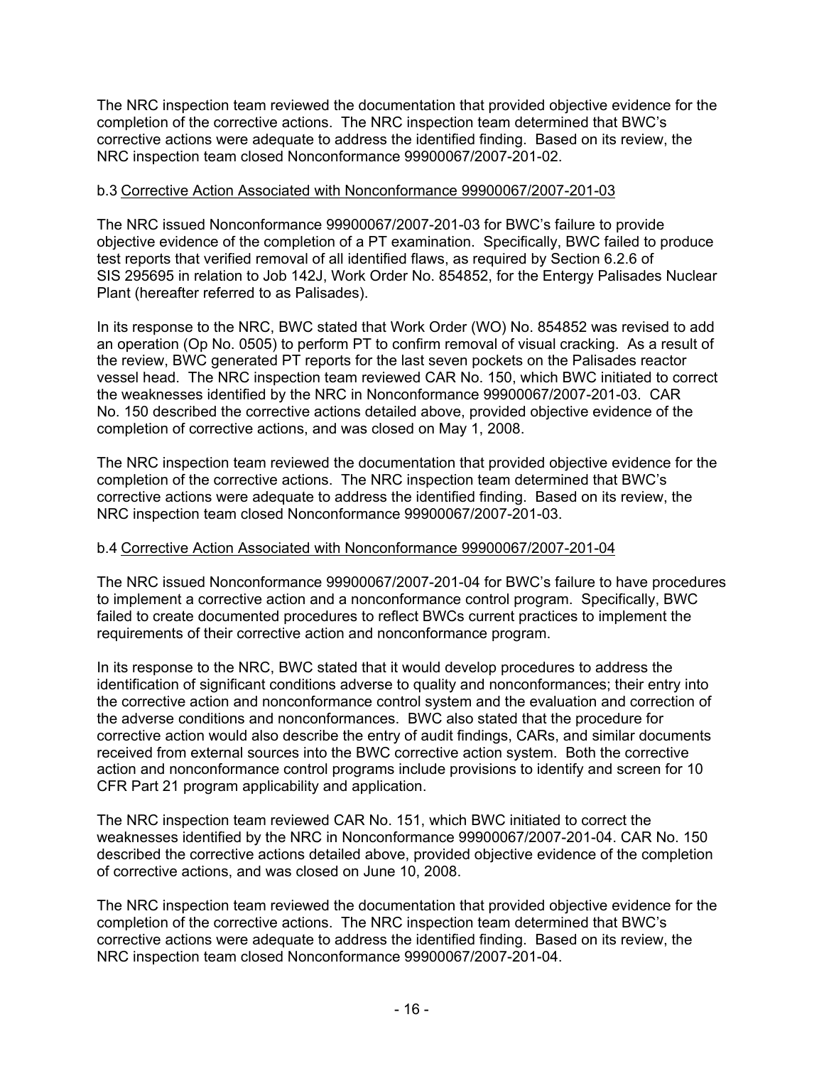The NRC inspection team reviewed the documentation that provided objective evidence for the completion of the corrective actions. The NRC inspection team determined that BWC's corrective actions were adequate to address the identified finding. Based on its review, the NRC inspection team closed Nonconformance 99900067/2007-201-02.

b.3 <u>Corrective Action Associated with Nonconformance 99900067/2007-201-03</u>

The NRC issued Nonconformance 99900067/2007-201-03 for BWC's failure to provide objective evidence of the completion of a PT examination. Specifically, BWC failed to produce test reports that verified removal of all identified flaws, as required by Section 6.2.6 of SIS 295695 in relation to Job 142J, Work Order No. 854852, for the Entergy Palisades Nuclear Plant (hereafter referred to as Palisades).

In its response to the NRC, BWC stated that Work Order (WO) No. 854852 was revised to add an operation (Op No. 0505) to perform PT to confirm removal of visual cracking. As a result of the review, BWC generated PT reports for the last seven pockets on the Palisades reactor vessel head. The NRC inspection team reviewed CAR No. 150, which BWC initiated to correct the weaknesses identified by the NRC in Nonconformance 99900067/2007-201-03. CAR No. 150 described the corrective actions detailed above, provided objective evidence of the completion of corrective actions, and was closed on May 1, 2008.

The NRC inspection team reviewed the documentation that provided objective evidence for the completion of the corrective actions. The NRC inspection team determined that BWC's corrective actions were adequate to address the identified finding. Based on its review, the NRC inspection team closed Nonconformance 99900067/2007-201-03.

b.4 <u>Corrective Action Associated with Nonconformance 99900067/2007-201-04</u>

The NRC issued Nonconformance 99900067/2007-201-04 for BWC's failure to have procedures to implement a corrective action and a nonconformance control program. Specifically, BWC failed to create documented procedures to reflect BWCs current practices to implement the requirements of their corrective action and nonconformance program.

In its response to the NRC, BWC stated that it would develop procedures to address the identification of significant conditions adverse to quality and nonconformances; their entry into the corrective action and nonconformance control system and the evaluation and correction of the adverse conditions and nonconformances. BWC also stated that the procedure for corrective action would also describe the entry of audit findings, CARs, and similar documents received from external sources into the BWC corrective action system. Both the corrective action and nonconformance control programs include provisions to identify and screen for 10 CFR Part 21 program applicability and application.

The NRC inspection team reviewed CAR No. 151, which BWC initiated to correct the weaknesses identified by the NRC in Nonconformance 99900067/2007-201-04. CAR No. 150 described the corrective actions detailed above, provided objective evidence of the completion of corrective actions, and was closed on June 10, 2008.

The NRC inspection team reviewed the documentation that provided objective evidence for the completion of the corrective actions. The NRC inspection team determined that BWC's corrective actions were adequate to address the identified finding. Based on its review, the NRC inspection team closed Nonconformance 99900067/2007-201-04.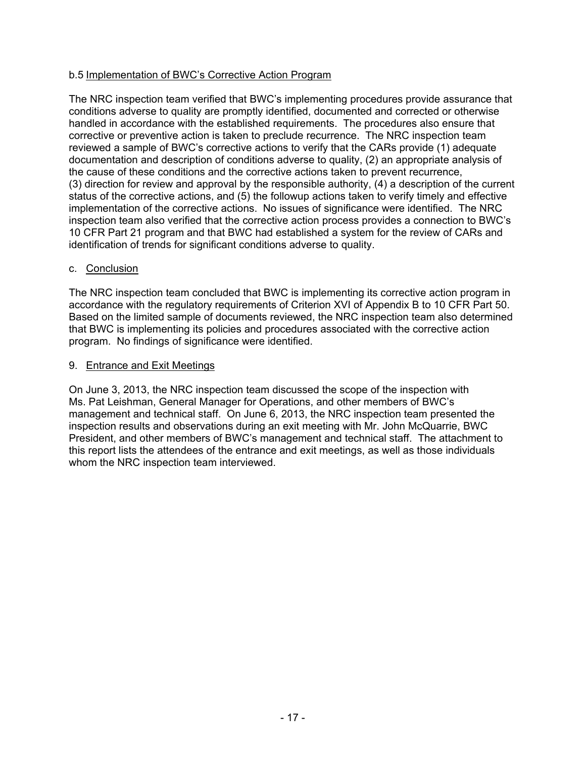b.5 Implementation of BWC's Corrective Action Program

The NRC inspection team verified that BWC's implementing procedures provide assurance that conditions adverse to quality are promptly identified, documented and corrected or otherwise handled in accordance with the established requirements. The procedures also ensure that corrective or preventive action is taken to preclude recurrence. The NRC inspection team reviewed a sample of BWC's corrective actions to verify that the CARs provide (1) adequate documentation and description of conditions adverse to quality, (2) an appropriate analysis of the cause of these conditions and the corrective actions taken to prevent recurrence, (3) direction for review and approval by the responsible authority, (4) a description of the current status of the corrective actions, and (5) the followup actions taken to verify timely and effective implementation of the corrective actions. No issues of significance were identified. The NRC inspection team also verified that the corrective action process provides a connection to BWC's 10 CFR Part 21 program and that BWC had established a system for the review of CARs and identification of trends for significant conditions adverse to quality.

c. Conclusion

The NRC inspection team concluded that BWC is implementing its corrective action program in accordance with the regulatory requirements of Criterion XVI of Appendix B to 10 CFR Part 50. Based on the limited sample of documents reviewed, the NRC inspection team also determined that BWC is implementing its policies and procedures associated with the corrective action program. No findings of significance were identified.

9. Entrance and Exit Meetings

On June 3, 2013, the NRC inspection team discussed the scope of the inspection with Ms. Pat Leishman, General Manager for Operations, and other members of BWC's management and technical staff. On June 6, 2013, the NRC inspection team presented the inspection results and observations during an exit meeting with Mr. John McQuarrie, BWC President, and other members of BWC's management and technical staff. The attachment to this report lists the attendees of the entrance and exit meetings, as well as those individuals whom the NRC inspection team interviewed.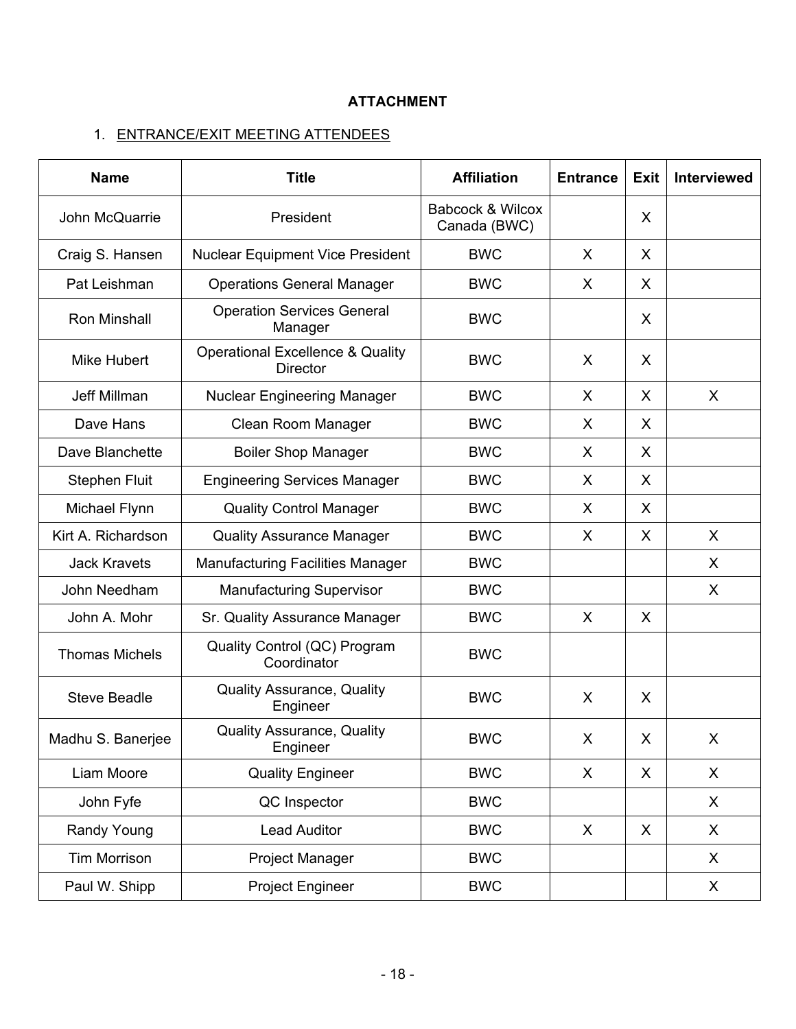**ATTACHMENT**

1. <u>ENTRANCE/EXIT MEETING ATTENDEES</u>

| Name | Title | Affiliation | Entrance | Exit | Interviewed |
|---|---|---|---|---|---|
| John McQuarrie | President | Babcock & Wilcox Canada (BWC) | | X | |
| Craig S. Hansen | Nuclear Equipment Vice President | BWC | X | X | |
| Pat Leishman | Operations General Manager | BWC | X | X | |
| Ron Minshall | Operation Services General Manager | BWC | | X | |
| Mike Hubert | Operational Excellence & Quality Director | BWC | X | X | |
| Jeff Millman | Nuclear Engineering Manager | BWC | X | X | X |
| Dave Hans | Clean Room Manager | BWC | X | X | |
| Dave Blanchette | Boiler Shop Manager | BWC | X | X | |
| Stephen Fluit | Engineering Services Manager | BWC | X | X | |
| Michael Flynn | Quality Control Manager | BWC | X | X | |
| Kirt A. Richardson | Quality Assurance Manager | BWC | X | X | X |
| Jack Kravets | Manufacturing Facilities Manager | BWC | | | X |
| John Needham | Manufacturing Supervisor | BWC | | | X |
| John A. Mohr | Sr. Quality Assurance Manager | BWC | X | X | |
| Thomas Michels | Quality Control (QC) Program Coordinator | BWC | | | |
| Steve Beadle | Quality Assurance, Quality Engineer | BWC | X | X | |
| Madhu S. Banerjee | Quality Assurance, Quality Engineer | BWC | X | X | X |
| Liam Moore | Quality Engineer | BWC | X | X | X |
| John Fyfe | QC Inspector | BWC | | | X |
| Randy Young | Lead Auditor | BWC | X | X | X |
| Tim Morrison | Project Manager | BWC | | | X |
| Paul W. Shipp | Project Engineer | BWC | | | X |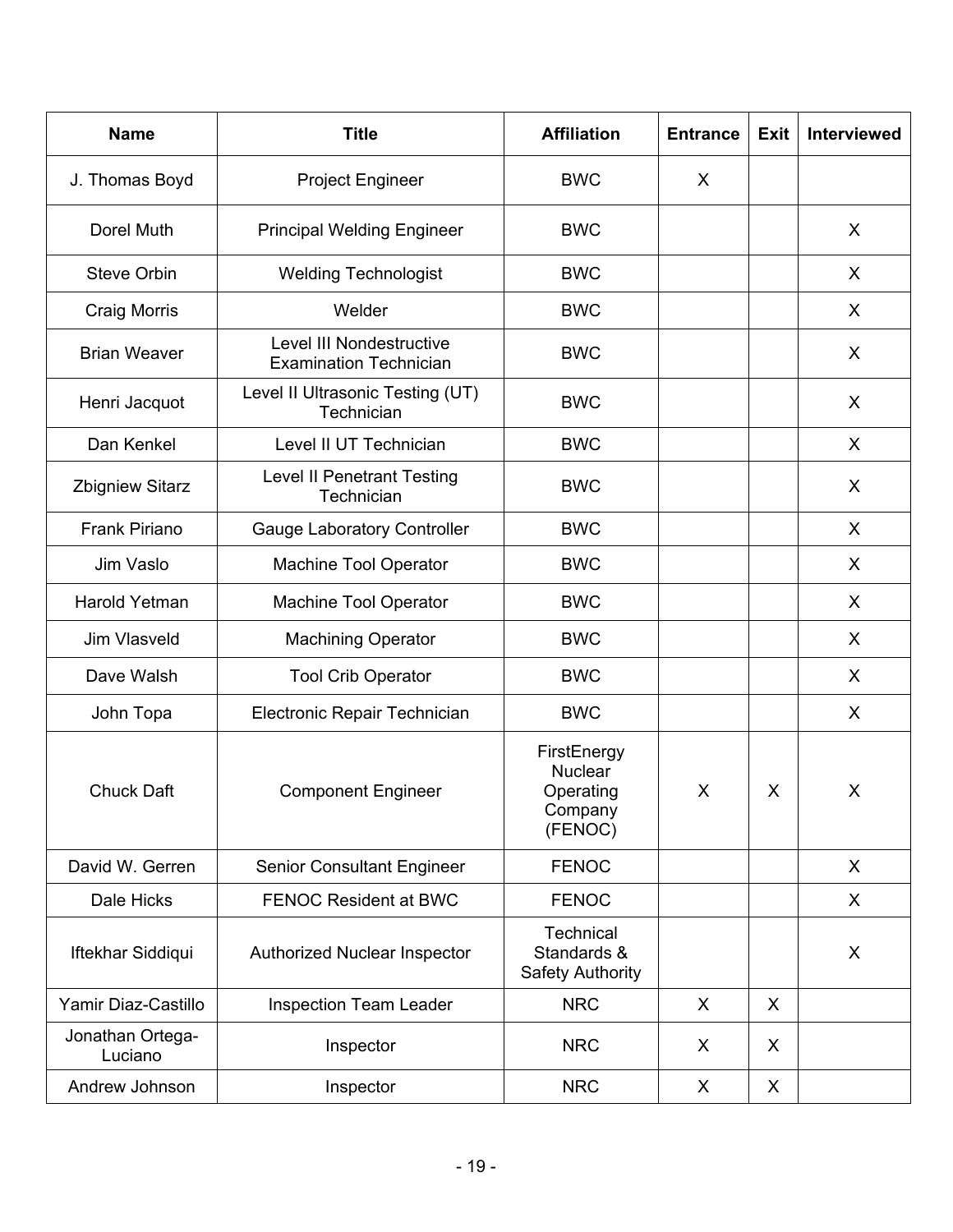| Name | Title | Affiliation | Entrance | Exit | Interviewed |
|---|---|---|---|---|---|
| J. Thomas Boyd | Project Engineer | BWC | X | | |
| Dorel Muth | Principal Welding Engineer | BWC | | | X |
| Steve Orbin | Welding Technologist | BWC | | | X |
| Craig Morris | Welder | BWC | | | X |
| Brian Weaver | Level III Nondestructive Examination Technician | BWC | | | X |
| Henri Jacquot | Level II Ultrasonic Testing (UT) Technician | BWC | | | X |
| Dan Kenkel | Level II UT Technician | BWC | | | X |
| Zbigniew Sitarz | Level II Penetrant Testing Technician | BWC | | | X |
| Frank Piriano | Gauge Laboratory Controller | BWC | | | X |
| Jim Vaslo | Machine Tool Operator | BWC | | | X |
| Harold Yetman | Machine Tool Operator | BWC | | | X |
| Jim Vlasveld | Machining Operator | BWC | | | X |
| Dave Walsh | Tool Crib Operator | BWC | | | X |
| John Topa | Electronic Repair Technician | BWC | | | X |
| Chuck Daft | Component Engineer | FirstEnergy Nuclear Operating Company (FENOC) | X | X | X |
| David W. Gerren | Senior Consultant Engineer | FENOC | | | X |
| Dale Hicks | FENOC Resident at BWC | FENOC | | | X |
| Iftekhar Siddiqui | Authorized Nuclear Inspector | Technical Standards & Safety Authority | | | X |
| Yamir Diaz-Castillo | Inspection Team Leader | NRC | X | X | |
| Jonathan Ortega-Luciano | Inspector | NRC | X | X | |
| Andrew Johnson | Inspector | NRC | X | X | |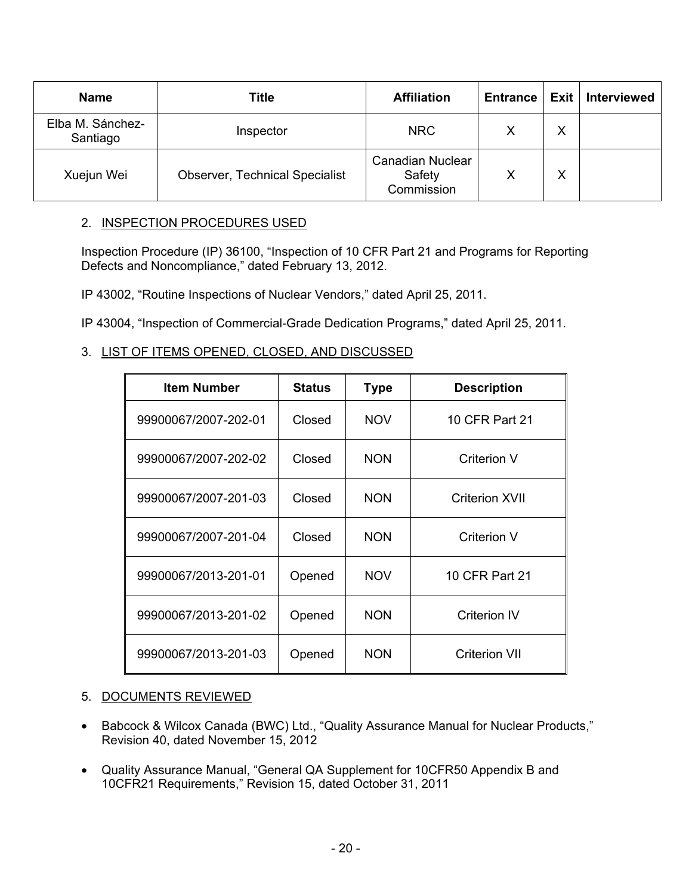| Name | Title | Affiliation | Entrance | Exit | Interviewed |
|---|---|---|---|---|---|
| Elba M. Sánchez-Santiago | Inspector | NRC | X | X | |
| Xuejun Wei | Observer, Technical Specialist | Canadian Nuclear Safety Commission | X | X | |

2. INSPECTION PROCEDURES USED

Inspection Procedure (IP) 36100, "Inspection of 10 CFR Part 21 and Programs for Reporting Defects and Noncompliance," dated February 13, 2012.

IP 43002, "Routine Inspections of Nuclear Vendors," dated April 25, 2011.

IP 43004, "Inspection of Commercial-Grade Dedication Programs," dated April 25, 2011.

3. LIST OF ITEMS OPENED, CLOSED, AND DISCUSSED

| Item Number | Status | Type | Description |
|---|---|---|---|
| 99900067/2007-202-01 | Closed | NOV | 10 CFR Part 21 |
| 99900067/2007-202-02 | Closed | NON | Criterion V |
| 99900067/2007-201-03 | Closed | NON | Criterion XVII |
| 99900067/2007-201-04 | Closed | NON | Criterion V |
| 99900067/2013-201-01 | Opened | NOV | 10 CFR Part 21 |
| 99900067/2013-201-02 | Opened | NON | Criterion IV |
| 99900067/2013-201-03 | Opened | NON | Criterion VII |

5. DOCUMENTS REVIEWED

- Babcock & Wilcox Canada (BWC) Ltd., "Quality Assurance Manual for Nuclear Products," Revision 40, dated November 15, 2012
- Quality Assurance Manual, "General QA Supplement for 10CFR50 Appendix B and 10CFR21 Requirements," Revision 15, dated October 31, 2011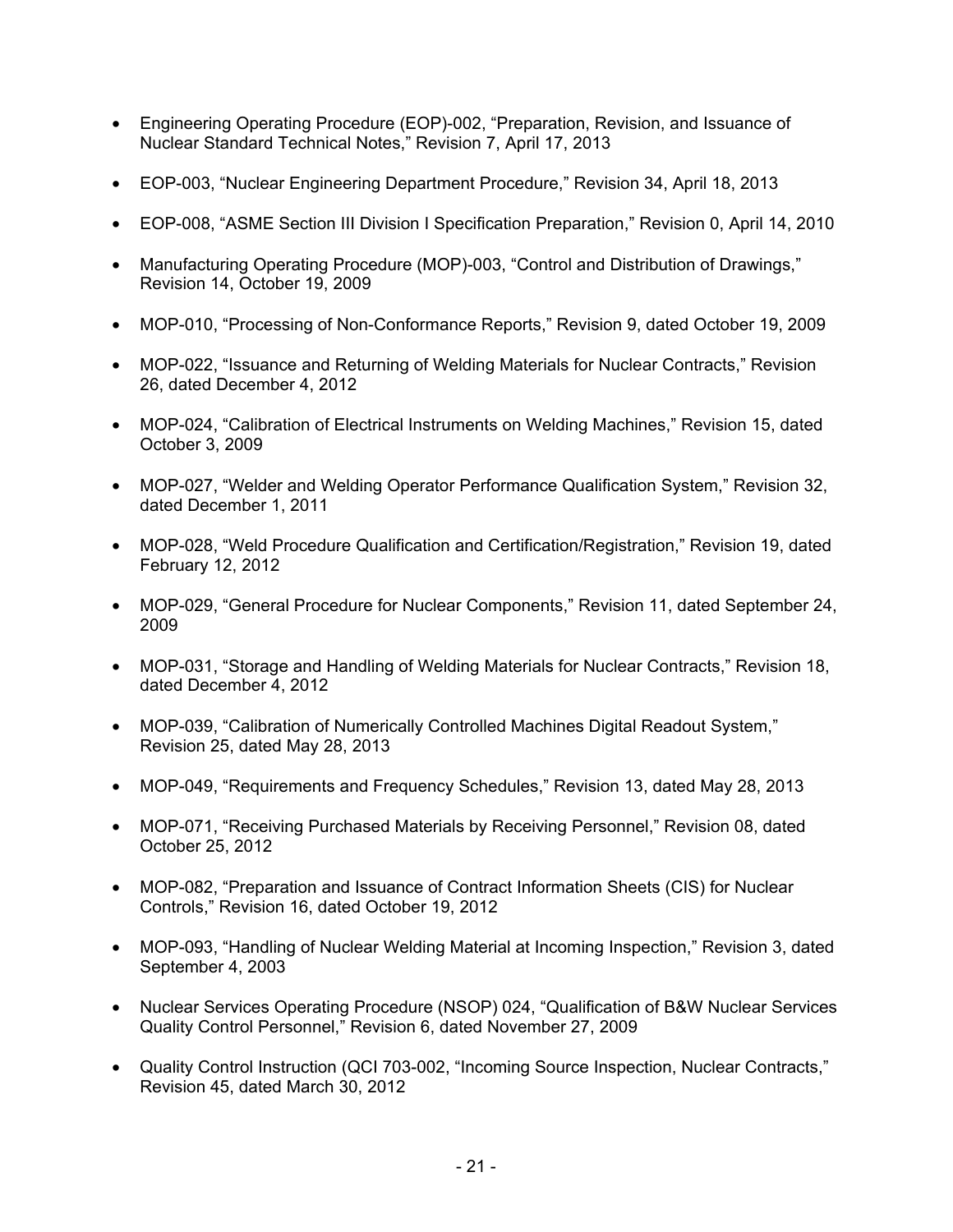- Engineering Operating Procedure (EOP)-002, "Preparation, Revision, and Issuance of Nuclear Standard Technical Notes," Revision 7, April 17, 2013

- EOP-003, "Nuclear Engineering Department Procedure," Revision 34, April 18, 2013

- EOP-008, "ASME Section III Division I Specification Preparation," Revision 0, April 14, 2010

- Manufacturing Operating Procedure (MOP)-003, "Control and Distribution of Drawings," Revision 14, October 19, 2009

- MOP-010, "Processing of Non-Conformance Reports," Revision 9, dated October 19, 2009

- MOP-022, "Issuance and Returning of Welding Materials for Nuclear Contracts," Revision 26, dated December 4, 2012

- MOP-024, "Calibration of Electrical Instruments on Welding Machines," Revision 15, dated October 3, 2009

- MOP-027, "Welder and Welding Operator Performance Qualification System," Revision 32, dated December 1, 2011

- MOP-028, "Weld Procedure Qualification and Certification/Registration," Revision 19, dated February 12, 2012

- MOP-029, "General Procedure for Nuclear Components," Revision 11, dated September 24, 2009

- MOP-031, "Storage and Handling of Welding Materials for Nuclear Contracts," Revision 18, dated December 4, 2012

- MOP-039, "Calibration of Numerically Controlled Machines Digital Readout System," Revision 25, dated May 28, 2013

- MOP-049, "Requirements and Frequency Schedules," Revision 13, dated May 28, 2013

- MOP-071, "Receiving Purchased Materials by Receiving Personnel," Revision 08, dated October 25, 2012

- MOP-082, "Preparation and Issuance of Contract Information Sheets (CIS) for Nuclear Controls," Revision 16, dated October 19, 2012

- MOP-093, "Handling of Nuclear Welding Material at Incoming Inspection," Revision 3, dated September 4, 2003

- Nuclear Services Operating Procedure (NSOP) 024, "Qualification of B&W Nuclear Services Quality Control Personnel," Revision 6, dated November 27, 2009

- Quality Control Instruction (QCI 703-002, "Incoming Source Inspection, Nuclear Contracts," Revision 45, dated March 30, 2012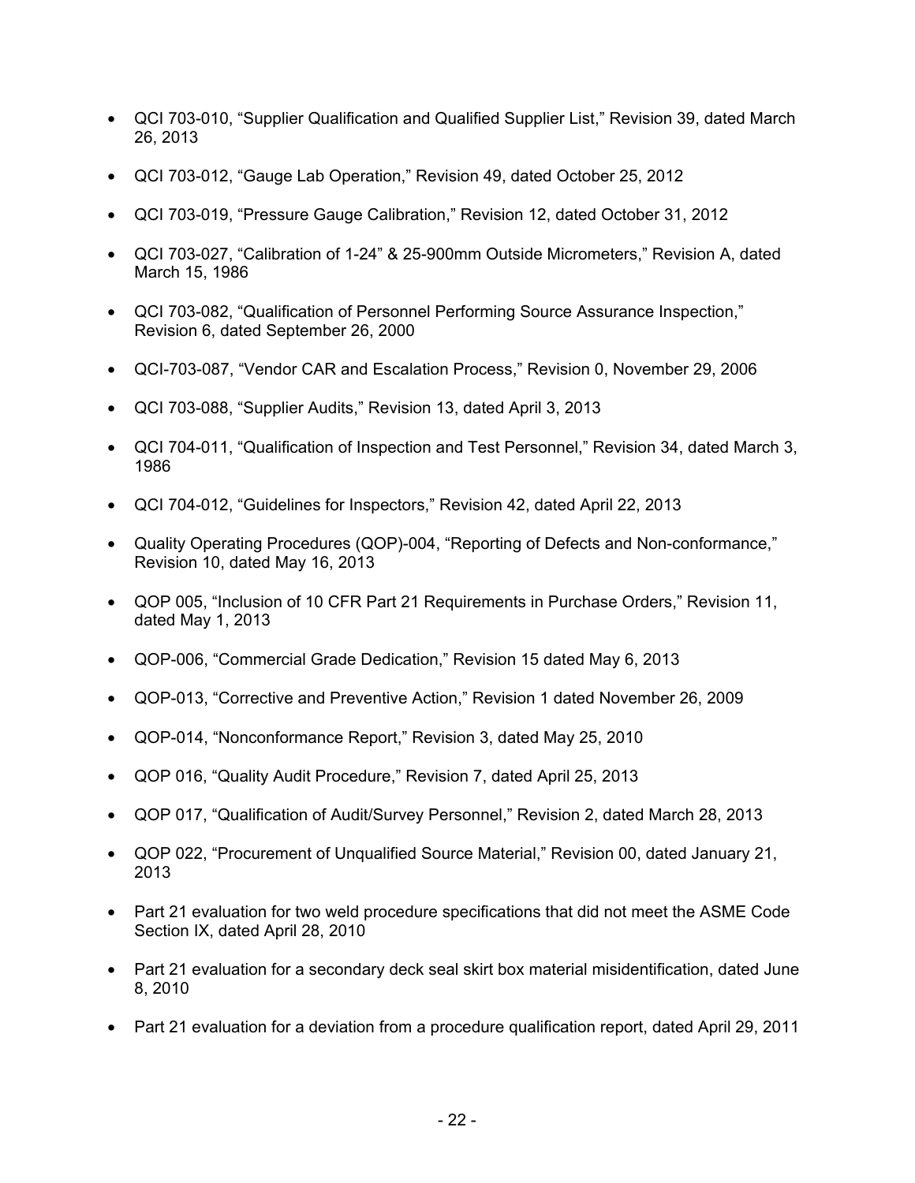- QCI 703-010, "Supplier Qualification and Qualified Supplier List," Revision 39, dated March 26, 2013
- QCI 703-012, "Gauge Lab Operation," Revision 49, dated October 25, 2012
- QCI 703-019, "Pressure Gauge Calibration," Revision 12, dated October 31, 2012
- QCI 703-027, "Calibration of 1-24" & 25-900mm Outside Micrometers," Revision A, dated March 15, 1986
- QCI 703-082, "Qualification of Personnel Performing Source Assurance Inspection," Revision 6, dated September 26, 2000
- QCI-703-087, "Vendor CAR and Escalation Process," Revision 0, November 29, 2006
- QCI 703-088, "Supplier Audits," Revision 13, dated April 3, 2013
- QCI 704-011, "Qualification of Inspection and Test Personnel," Revision 34, dated March 3, 1986
- QCI 704-012, "Guidelines for Inspectors," Revision 42, dated April 22, 2013
- Quality Operating Procedures (QOP)-004, "Reporting of Defects and Non-conformance," Revision 10, dated May 16, 2013
- QOP 005, "Inclusion of 10 CFR Part 21 Requirements in Purchase Orders," Revision 11, dated May 1, 2013
- QOP-006, "Commercial Grade Dedication," Revision 15 dated May 6, 2013
- QOP-013, "Corrective and Preventive Action," Revision 1 dated November 26, 2009
- QOP-014, "Nonconformance Report," Revision 3, dated May 25, 2010
- QOP 016, "Quality Audit Procedure," Revision 7, dated April 25, 2013
- QOP 017, "Qualification of Audit/Survey Personnel," Revision 2, dated March 28, 2013
- QOP 022, "Procurement of Unqualified Source Material," Revision 00, dated January 21, 2013
- Part 21 evaluation for two weld procedure specifications that did not meet the ASME Code Section IX, dated April 28, 2010
- Part 21 evaluation for a secondary deck seal skirt box material misidentification, dated June 8, 2010
- Part 21 evaluation for a deviation from a procedure qualification report, dated April 29, 2011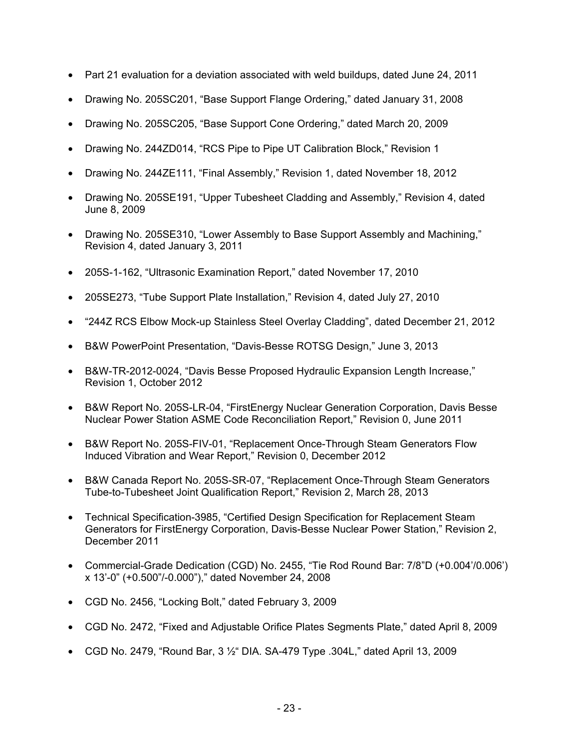- Part 21 evaluation for a deviation associated with weld buildups, dated June 24, 2011
- Drawing No. 205SC201, "Base Support Flange Ordering," dated January 31, 2008
- Drawing No. 205SC205, "Base Support Cone Ordering," dated March 20, 2009
- Drawing No. 244ZD014, "RCS Pipe to Pipe UT Calibration Block," Revision 1
- Drawing No. 244ZE111, "Final Assembly," Revision 1, dated November 18, 2012
- Drawing No. 205SE191, "Upper Tubesheet Cladding and Assembly," Revision 4, dated June 8, 2009
- Drawing No. 205SE310, "Lower Assembly to Base Support Assembly and Machining," Revision 4, dated January 3, 2011
- 205S-1-162, "Ultrasonic Examination Report," dated November 17, 2010
- 205SE273, "Tube Support Plate Installation," Revision 4, dated July 27, 2010
- "244Z RCS Elbow Mock-up Stainless Steel Overlay Cladding", dated December 21, 2012
- B&W PowerPoint Presentation, "Davis-Besse ROTSG Design," June 3, 2013
- B&W-TR-2012-0024, "Davis Besse Proposed Hydraulic Expansion Length Increase," Revision 1, October 2012
- B&W Report No. 205S-LR-04, "FirstEnergy Nuclear Generation Corporation, Davis Besse Nuclear Power Station ASME Code Reconciliation Report," Revision 0, June 2011
- B&W Report No. 205S-FIV-01, "Replacement Once-Through Steam Generators Flow Induced Vibration and Wear Report," Revision 0, December 2012
- B&W Canada Report No. 205S-SR-07, "Replacement Once-Through Steam Generators Tube-to-Tubesheet Joint Qualification Report," Revision 2, March 28, 2013
- Technical Specification-3985, "Certified Design Specification for Replacement Steam Generators for FirstEnergy Corporation, Davis-Besse Nuclear Power Station," Revision 2, December 2011
- Commercial-Grade Dedication (CGD) No. 2455, "Tie Rod Round Bar: 7/8"D (+0.004'/0.006') x 13'-0" (+0.500"/-0.000")," dated November 24, 2008
- CGD No. 2456, "Locking Bolt," dated February 3, 2009
- CGD No. 2472, "Fixed and Adjustable Orifice Plates Segments Plate," dated April 8, 2009
- CGD No. 2479, "Round Bar, 3 ½" DIA. SA-479 Type .304L," dated April 13, 2009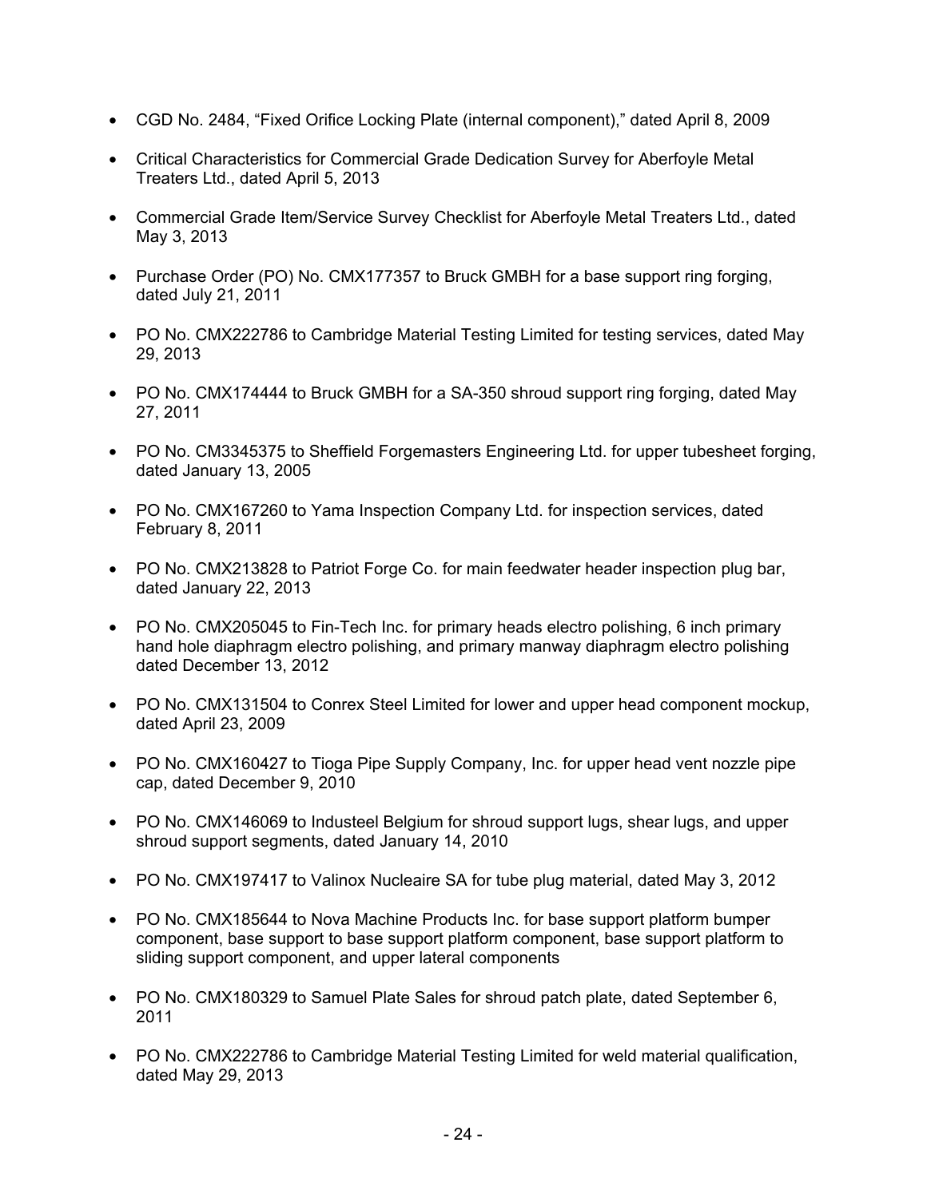- CGD No. 2484, “Fixed Orifice Locking Plate (internal component),” dated April 8, 2009
- Critical Characteristics for Commercial Grade Dedication Survey for Aberfoyle Metal Treaters Ltd., dated April 5, 2013
- Commercial Grade Item/Service Survey Checklist for Aberfoyle Metal Treaters Ltd., dated May 3, 2013
- Purchase Order (PO) No. CMX177357 to Bruck GMBH for a base support ring forging, dated July 21, 2011
- PO No. CMX222786 to Cambridge Material Testing Limited for testing services, dated May 29, 2013
- PO No. CMX174444 to Bruck GMBH for a SA-350 shroud support ring forging, dated May 27, 2011
- PO No. CM3345375 to Sheffield Forgemasters Engineering Ltd. for upper tubesheet forging, dated January 13, 2005
- PO No. CMX167260 to Yama Inspection Company Ltd. for inspection services, dated February 8, 2011
- PO No. CMX213828 to Patriot Forge Co. for main feedwater header inspection plug bar, dated January 22, 2013
- PO No. CMX205045 to Fin-Tech Inc. for primary heads electro polishing, 6 inch primary hand hole diaphragm electro polishing, and primary manway diaphragm electro polishing dated December 13, 2012
- PO No. CMX131504 to Conrex Steel Limited for lower and upper head component mockup, dated April 23, 2009
- PO No. CMX160427 to Tioga Pipe Supply Company, Inc. for upper head vent nozzle pipe cap, dated December 9, 2010
- PO No. CMX146069 to Industeel Belgium for shroud support lugs, shear lugs, and upper shroud support segments, dated January 14, 2010
- PO No. CMX197417 to Valinox Nucleaire SA for tube plug material, dated May 3, 2012
- PO No. CMX185644 to Nova Machine Products Inc. for base support platform bumper component, base support to base support platform component, base support platform to sliding support component, and upper lateral components
- PO No. CMX180329 to Samuel Plate Sales for shroud patch plate, dated September 6, 2011
- PO No. CMX222786 to Cambridge Material Testing Limited for weld material qualification, dated May 29, 2013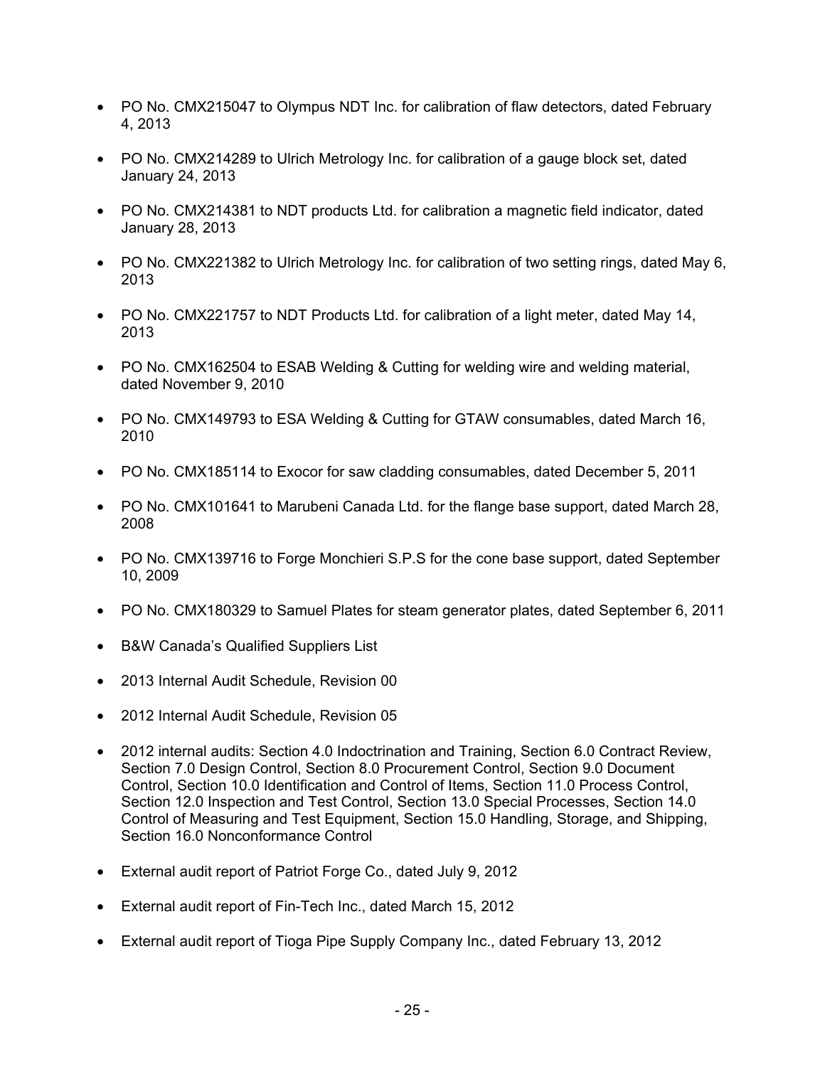- PO No. CMX215047 to Olympus NDT Inc. for calibration of flaw detectors, dated February 4, 2013
- PO No. CMX214289 to Ulrich Metrology Inc. for calibration of a gauge block set, dated January 24, 2013
- PO No. CMX214381 to NDT products Ltd. for calibration a magnetic field indicator, dated January 28, 2013
- PO No. CMX221382 to Ulrich Metrology Inc. for calibration of two setting rings, dated May 6, 2013
- PO No. CMX221757 to NDT Products Ltd. for calibration of a light meter, dated May 14, 2013
- PO No. CMX162504 to ESAB Welding & Cutting for welding wire and welding material, dated November 9, 2010
- PO No. CMX149793 to ESA Welding & Cutting for GTAW consumables, dated March 16, 2010
- PO No. CMX185114 to Exocor for saw cladding consumables, dated December 5, 2011
- PO No. CMX101641 to Marubeni Canada Ltd. for the flange base support, dated March 28, 2008
- PO No. CMX139716 to Forge Monchieri S.P.S for the cone base support, dated September 10, 2009
- PO No. CMX180329 to Samuel Plates for steam generator plates, dated September 6, 2011
- B&W Canada's Qualified Suppliers List
- 2013 Internal Audit Schedule, Revision 00
- 2012 Internal Audit Schedule, Revision 05
- 2012 internal audits: Section 4.0 Indoctrination and Training, Section 6.0 Contract Review, Section 7.0 Design Control, Section 8.0 Procurement Control, Section 9.0 Document Control, Section 10.0 Identification and Control of Items, Section 11.0 Process Control, Section 12.0 Inspection and Test Control, Section 13.0 Special Processes, Section 14.0 Control of Measuring and Test Equipment, Section 15.0 Handling, Storage, and Shipping, Section 16.0 Nonconformance Control
- External audit report of Patriot Forge Co., dated July 9, 2012
- External audit report of Fin-Tech Inc., dated March 15, 2012
- External audit report of Tioga Pipe Supply Company Inc., dated February 13, 2012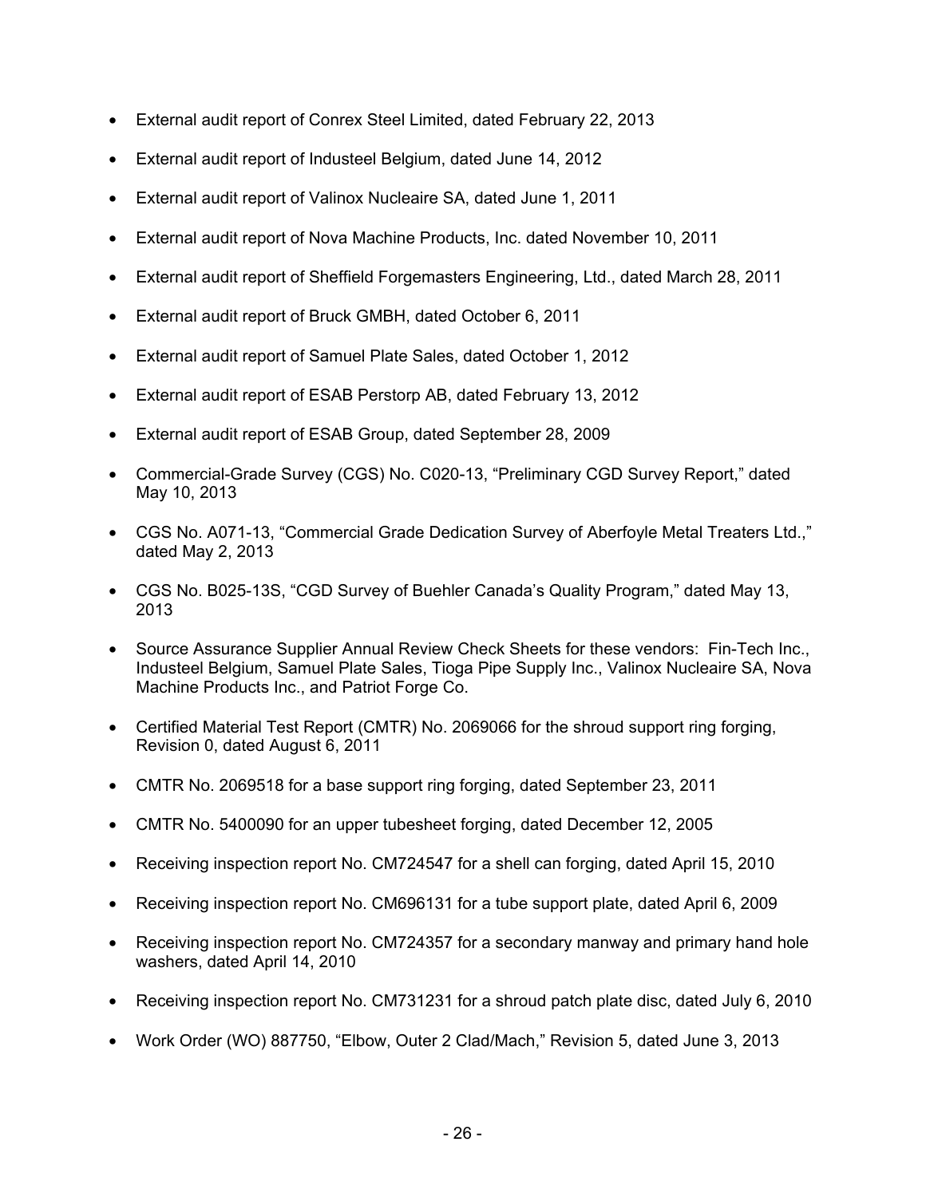- External audit report of Conrex Steel Limited, dated February 22, 2013
- External audit report of Industeel Belgium, dated June 14, 2012
- External audit report of Valinox Nucleaire SA, dated June 1, 2011
- External audit report of Nova Machine Products, Inc. dated November 10, 2011
- External audit report of Sheffield Forgemasters Engineering, Ltd., dated March 28, 2011
- External audit report of Bruck GMBH, dated October 6, 2011
- External audit report of Samuel Plate Sales, dated October 1, 2012
- External audit report of ESAB Perstorp AB, dated February 13, 2012
- External audit report of ESAB Group, dated September 28, 2009
- Commercial-Grade Survey (CGS) No. C020-13, "Preliminary CGD Survey Report," dated May 10, 2013
- CGS No. A071-13, "Commercial Grade Dedication Survey of Aberfoyle Metal Treaters Ltd.," dated May 2, 2013
- CGS No. B025-13S, "CGD Survey of Buehler Canada's Quality Program," dated May 13, 2013
- Source Assurance Supplier Annual Review Check Sheets for these vendors: Fin-Tech Inc., Industeel Belgium, Samuel Plate Sales, Tioga Pipe Supply Inc., Valinox Nucleaire SA, Nova Machine Products Inc., and Patriot Forge Co.
- Certified Material Test Report (CMTR) No. 2069066 for the shroud support ring forging, Revision 0, dated August 6, 2011
- CMTR No. 2069518 for a base support ring forging, dated September 23, 2011
- CMTR No. 5400090 for an upper tubesheet forging, dated December 12, 2005
- Receiving inspection report No. CM724547 for a shell can forging, dated April 15, 2010
- Receiving inspection report No. CM696131 for a tube support plate, dated April 6, 2009
- Receiving inspection report No. CM724357 for a secondary manway and primary hand hole washers, dated April 14, 2010
- Receiving inspection report No. CM731231 for a shroud patch plate disc, dated July 6, 2010
- Work Order (WO) 887750, "Elbow, Outer 2 Clad/Mach," Revision 5, dated June 3, 2013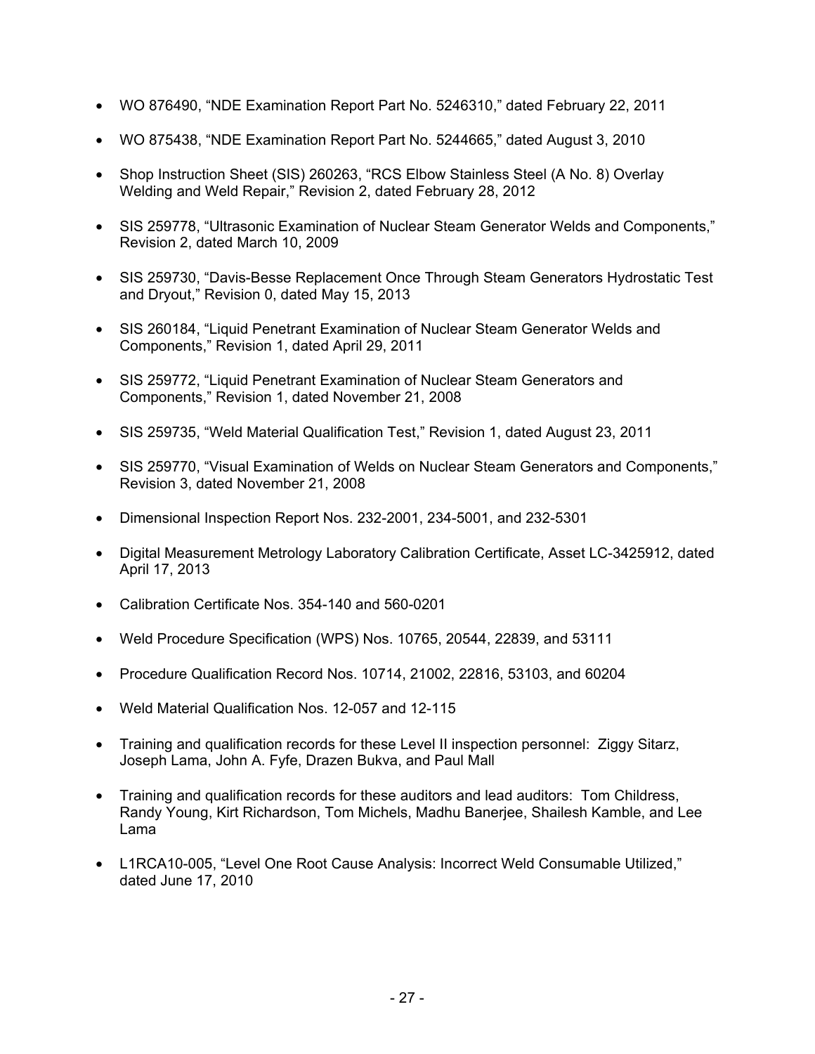- WO 876490, “NDE Examination Report Part No. 5246310,” dated February 22, 2011
- WO 875438, “NDE Examination Report Part No. 5244665,” dated August 3, 2010
- Shop Instruction Sheet (SIS) 260263, “RCS Elbow Stainless Steel (A No. 8) Overlay Welding and Weld Repair,” Revision 2, dated February 28, 2012
- SIS 259778, “Ultrasonic Examination of Nuclear Steam Generator Welds and Components,” Revision 2, dated March 10, 2009
- SIS 259730, “Davis-Besse Replacement Once Through Steam Generators Hydrostatic Test and Dryout,” Revision 0, dated May 15, 2013
- SIS 260184, “Liquid Penetrant Examination of Nuclear Steam Generator Welds and Components,” Revision 1, dated April 29, 2011
- SIS 259772, “Liquid Penetrant Examination of Nuclear Steam Generators and Components,” Revision 1, dated November 21, 2008
- SIS 259735, “Weld Material Qualification Test,” Revision 1, dated August 23, 2011
- SIS 259770, “Visual Examination of Welds on Nuclear Steam Generators and Components,” Revision 3, dated November 21, 2008
- Dimensional Inspection Report Nos. 232-2001, 234-5001, and 232-5301
- Digital Measurement Metrology Laboratory Calibration Certificate, Asset LC-3425912, dated April 17, 2013
- Calibration Certificate Nos. 354-140 and 560-0201
- Weld Procedure Specification (WPS) Nos. 10765, 20544, 22839, and 53111
- Procedure Qualification Record Nos. 10714, 21002, 22816, 53103, and 60204
- Weld Material Qualification Nos. 12-057 and 12-115
- Training and qualification records for these Level II inspection personnel: Ziggy Sitarz, Joseph Lama, John A. Fyfe, Drazen Bukva, and Paul Mall
- Training and qualification records for these auditors and lead auditors: Tom Childress, Randy Young, Kirt Richardson, Tom Michels, Madhu Banerjee, Shailesh Kamble, and Lee Lama
- L1RCA10-005, “Level One Root Cause Analysis: Incorrect Weld Consumable Utilized,” dated June 17, 2010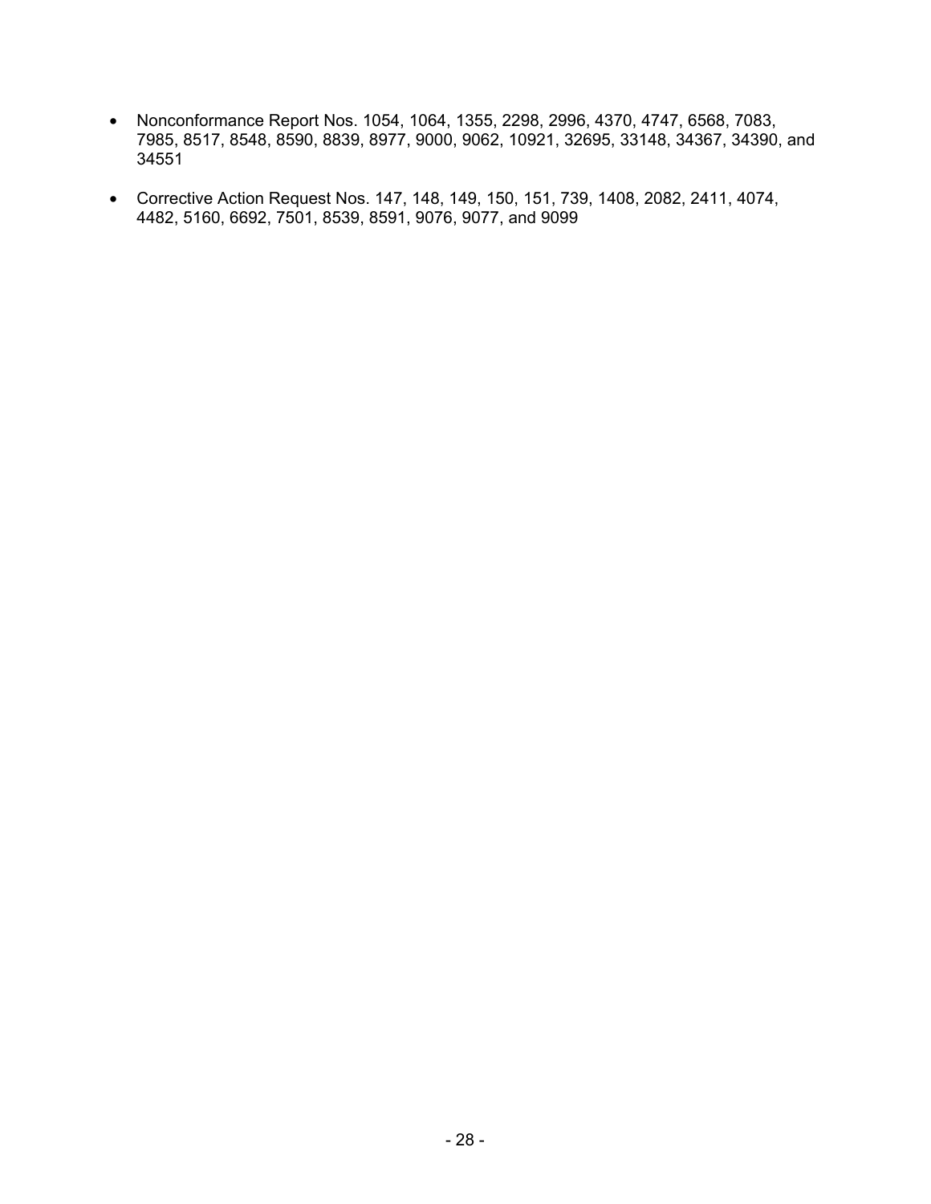- Nonconformance Report Nos. 1054, 1064, 1355, 2298, 2996, 4370, 4747, 6568, 7083, 7985, 8517, 8548, 8590, 8839, 8977, 9000, 9062, 10921, 32695, 33148, 34367, 34390, and 34551

- Corrective Action Request Nos. 147, 148, 149, 150, 151, 739, 1408, 2082, 2411, 4074, 4482, 5160, 6692, 7501, 8539, 8591, 9076, 9077, and 9099